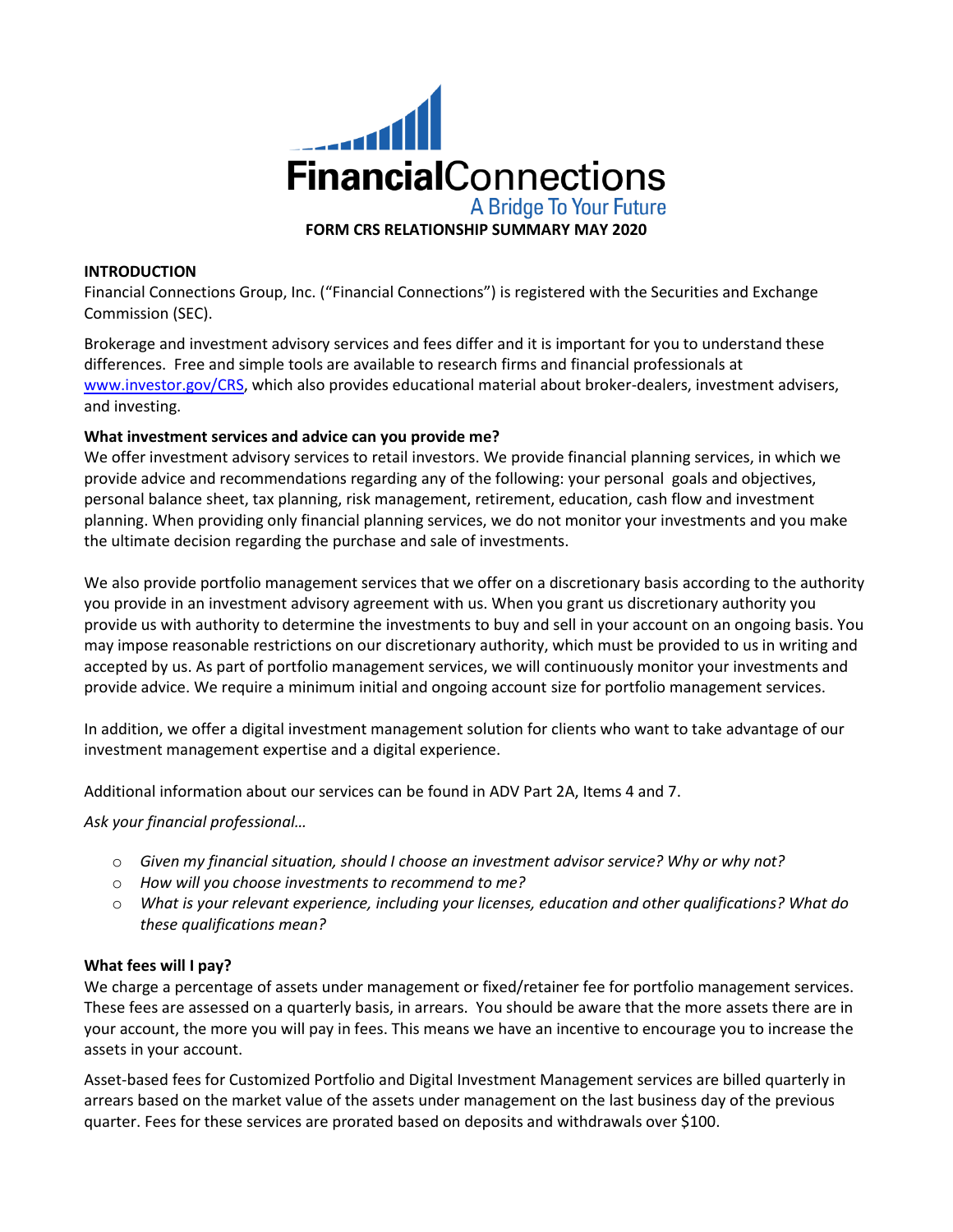# FinancialConnections

A Bridge To Your Future

**FORM CRS RELATIONSHIP SUMMARY MAY 2020**

**INTRODUCTION**

Financial Connections Group, Inc. ("Financial Connections") is registered with the Securities and Exchange Commission (SEC).

Brokerage and investment advisory services and fees differ and it is important for you to understand these differences. Free and simple tools are available to research firms and financial professionals at www.investor.gov/CRS, which also provides educational material about broker-dealers, investment advisers, and investing.

**What investment services and advice can you provide me?**

We offer investment advisory services to retail investors. We provide financial planning services, in which we provide advice and recommendations regarding any of the following: your personal goals and objectives, personal balance sheet, tax planning, risk management, retirement, education, cash flow and investment planning. When providing only financial planning services, we do not monitor your investments and you make the ultimate decision regarding the purchase and sale of investments.

We also provide portfolio management services that we offer on a discretionary basis according to the authority you provide in an investment advisory agreement with us. When you grant us discretionary authority you provide us with authority to determine the investments to buy and sell in your account on an ongoing basis. You may impose reasonable restrictions on our discretionary authority, which must be provided to us in writing and accepted by us. As part of portfolio management services, we will continuously monitor your investments and provide advice. We require a minimum initial and ongoing account size for portfolio management services.

In addition, we offer a digital investment management solution for clients who want to take advantage of our investment management expertise and a digital experience.

Additional information about our services can be found in ADV Part 2A, Items 4 and 7.

*Ask your financial professional…*

- *Given my financial situation, should I choose an investment advisor service? Why or why not?*
- *How will you choose investments to recommend to me?*
- *What is your relevant experience, including your licenses, education and other qualifications? What do these qualifications mean?*

**What fees will I pay?**

We charge a percentage of assets under management or fixed/retainer fee for portfolio management services. These fees are assessed on a quarterly basis, in arrears. You should be aware that the more assets there are in your account, the more you will pay in fees. This means we have an incentive to encourage you to increase the assets in your account.

Asset-based fees for Customized Portfolio and Digital Investment Management services are billed quarterly in arrears based on the market value of the assets under management on the last business day of the previous quarter. Fees for these services are prorated based on deposits and withdrawals over $100.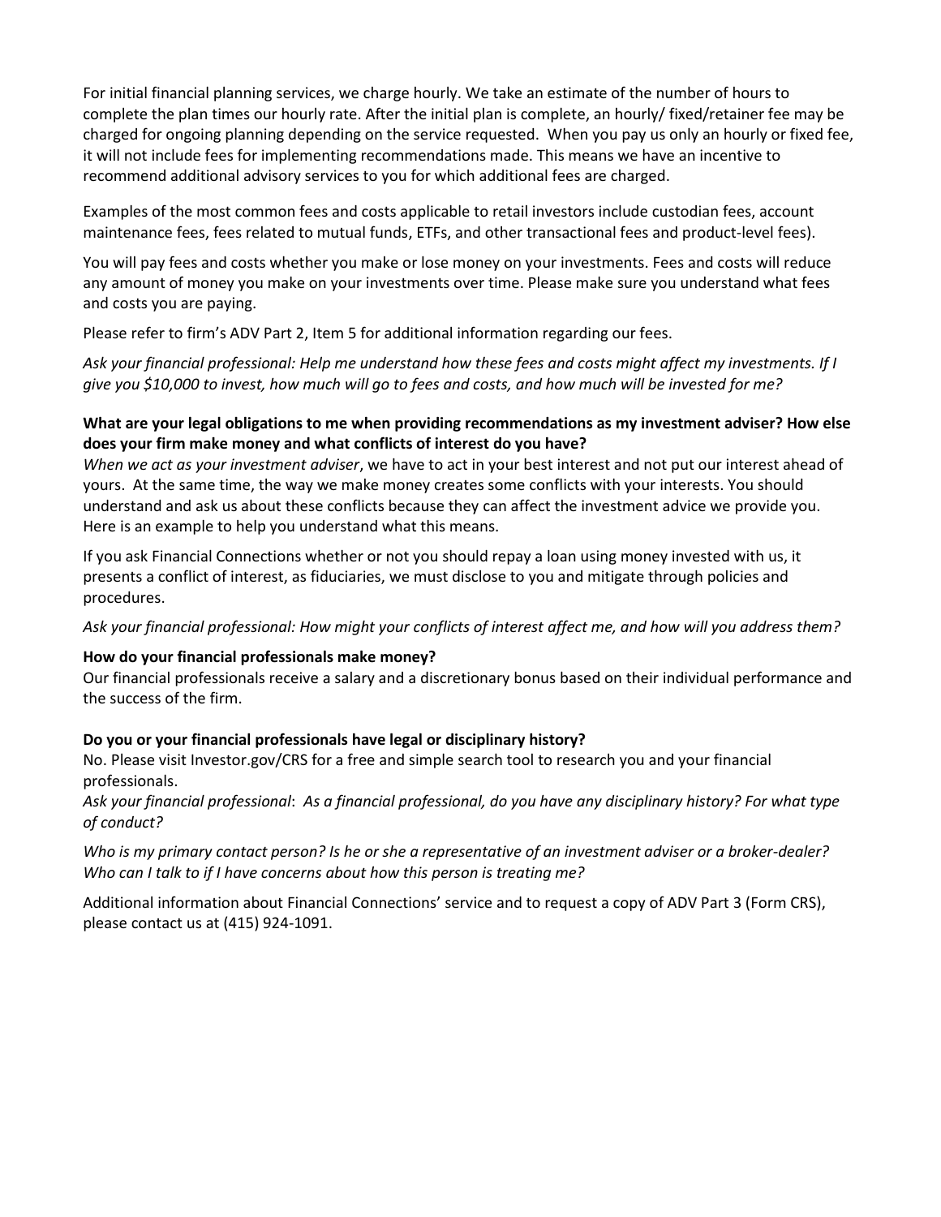For initial financial planning services, we charge hourly. We take an estimate of the number of hours to complete the plan times our hourly rate. After the initial plan is complete, an hourly/ fixed/retainer fee may be charged for ongoing planning depending on the service requested. When you pay us only an hourly or fixed fee, it will not include fees for implementing recommendations made. This means we have an incentive to recommend additional advisory services to you for which additional fees are charged.

Examples of the most common fees and costs applicable to retail investors include custodian fees, account maintenance fees, fees related to mutual funds, ETFs, and other transactional fees and product-level fees).

You will pay fees and costs whether you make or lose money on your investments. Fees and costs will reduce any amount of money you make on your investments over time. Please make sure you understand what fees and costs you are paying.

Please refer to firm's ADV Part 2, Item 5 for additional information regarding our fees.

*Ask your financial professional: Help me understand how these fees and costs might affect my investments. If I give you $10,000 to invest, how much will go to fees and costs, and how much will be invested for me?*

**What are your legal obligations to me when providing recommendations as my investment adviser? How else does your firm make money and what conflicts of interest do you have?**

*When we act as your investment adviser*, we have to act in your best interest and not put our interest ahead of yours. At the same time, the way we make money creates some conflicts with your interests. You should understand and ask us about these conflicts because they can affect the investment advice we provide you. Here is an example to help you understand what this means.

If you ask Financial Connections whether or not you should repay a loan using money invested with us, it presents a conflict of interest, as fiduciaries, we must disclose to you and mitigate through policies and procedures.

*Ask your financial professional: How might your conflicts of interest affect me, and how will you address them?*

**How do your financial professionals make money?**

Our financial professionals receive a salary and a discretionary bonus based on their individual performance and the success of the firm.

**Do you or your financial professionals have legal or disciplinary history?**

No. Please visit Investor.gov/CRS for a free and simple search tool to research you and your financial professionals.

*Ask your financial professional*: *As a financial professional, do you have any disciplinary history? For what type of conduct?*

*Who is my primary contact person? Is he or she a representative of an investment adviser or a broker-dealer? Who can I talk to if I have concerns about how this person is treating me?*

Additional information about Financial Connections' service and to request a copy of ADV Part 3 (Form CRS), please contact us at (415) 924-1091.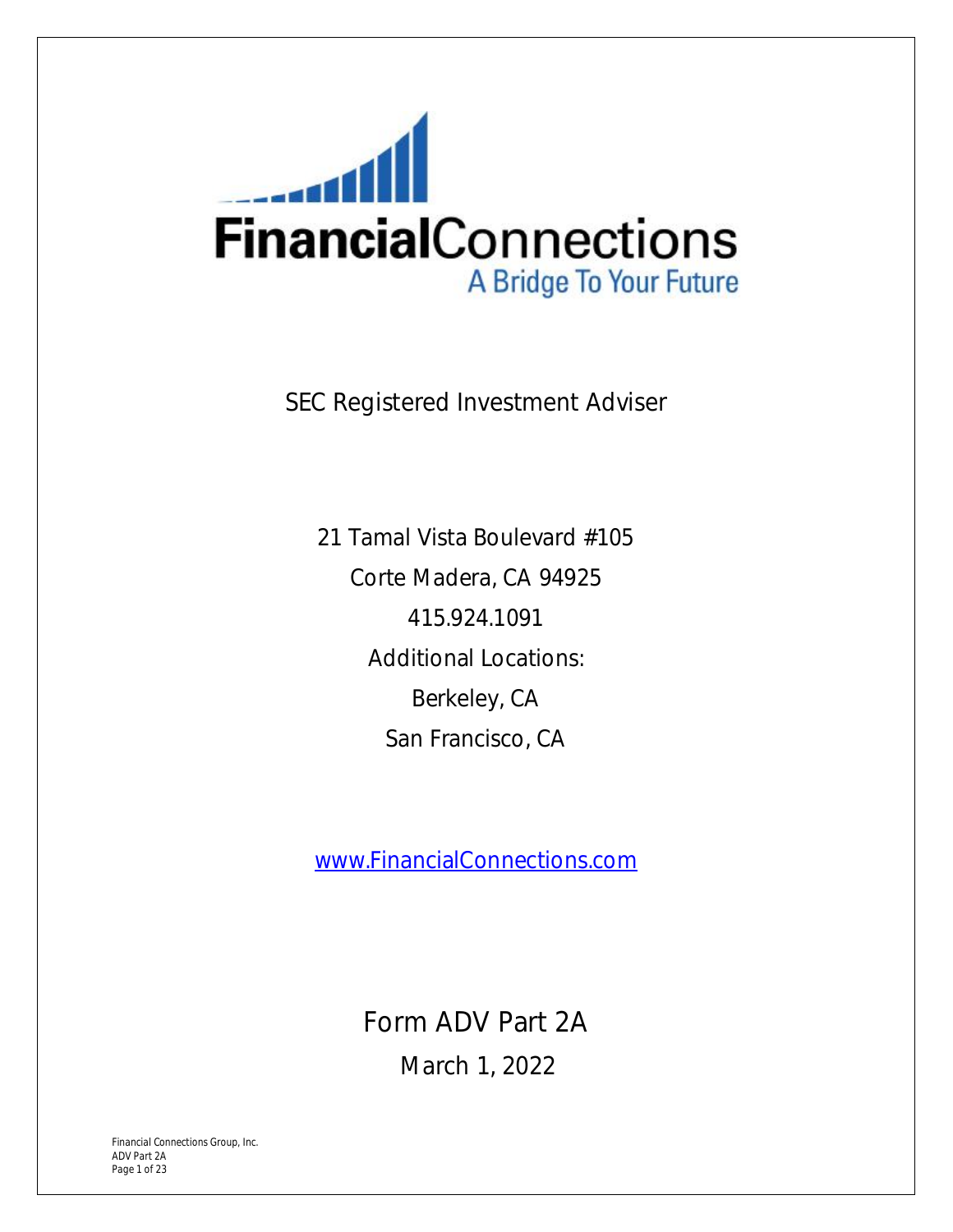# FinancialConnections

A Bridge To Your Future

SEC Registered Investment Adviser

21 Tamal Vista Boulevard #105

Corte Madera, CA 94925

415.924.1091

Additional Locations:

Berkeley, CA

San Francisco, CA

www.FinancialConnections.com

Form ADV Part 2A

March 1, 2022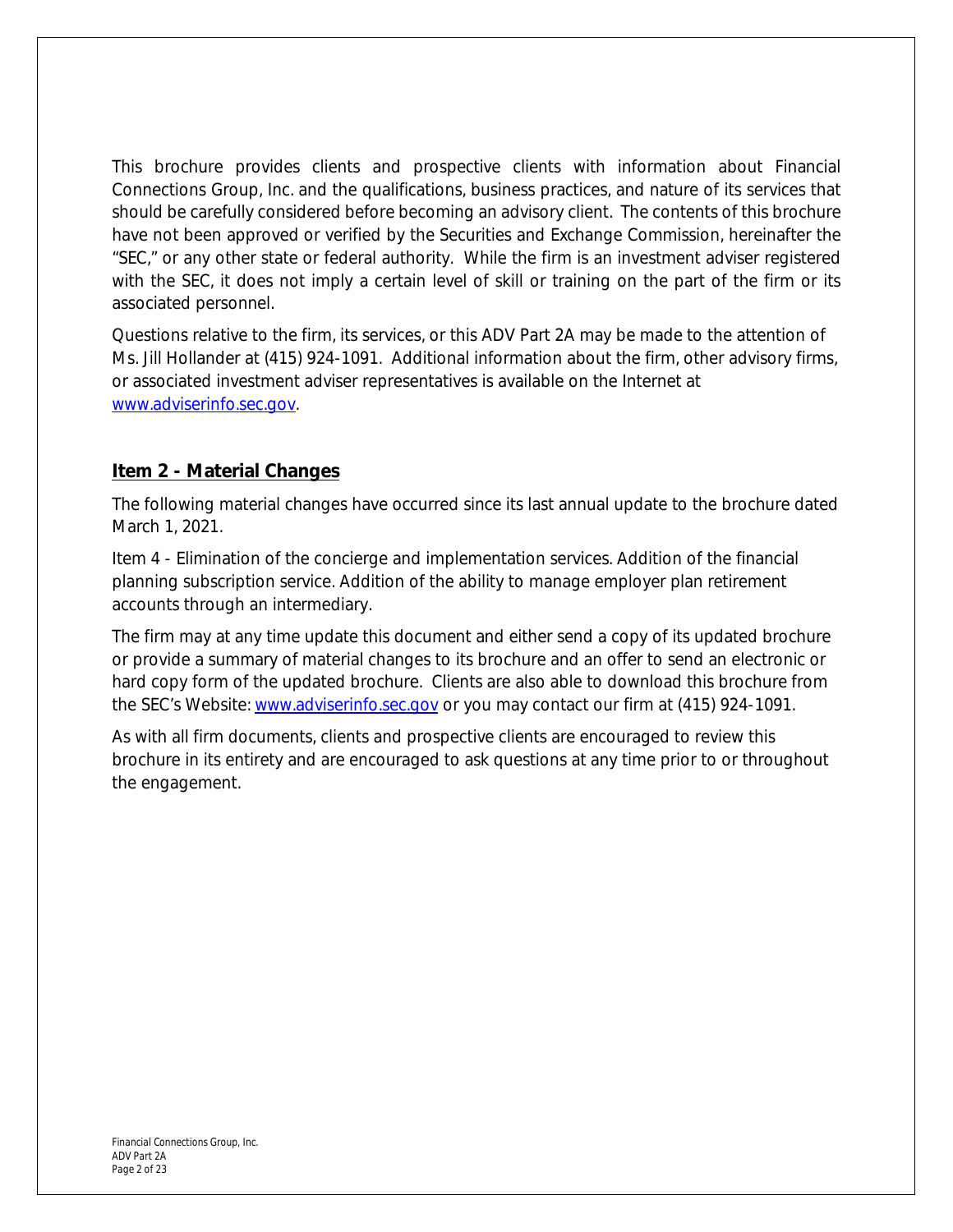This brochure provides clients and prospective clients with information about Financial Connections Group, Inc. and the qualifications, business practices, and nature of its services that should be carefully considered before becoming an advisory client. The contents of this brochure have not been approved or verified by the Securities and Exchange Commission, hereinafter the "SEC," or any other state or federal authority. While the firm is an investment adviser registered with the SEC, it does not imply a certain level of skill or training on the part of the firm or its associated personnel.

Questions relative to the firm, its services, or this ADV Part 2A may be made to the attention of Ms. Jill Hollander at (415) 924-1091. Additional information about the firm, other advisory firms, or associated investment adviser representatives is available on the Internet at www.adviserinfo.sec.gov.

## Item 2 - Material Changes

The following material changes have occurred since its last annual update to the brochure dated March 1, 2021.

Item 4 - Elimination of the concierge and implementation services. Addition of the financial planning subscription service. Addition of the ability to manage employer plan retirement accounts through an intermediary.

The firm may at any time update this document and either send a copy of its updated brochure or provide a summary of material changes to its brochure and an offer to send an electronic or hard copy form of the updated brochure. Clients are also able to download this brochure from the SEC's Website: www.adviserinfo.sec.gov or you may contact our firm at (415) 924-1091.

As with all firm documents, clients and prospective clients are encouraged to review this brochure in its entirety and are encouraged to ask questions at any time prior to or throughout the engagement.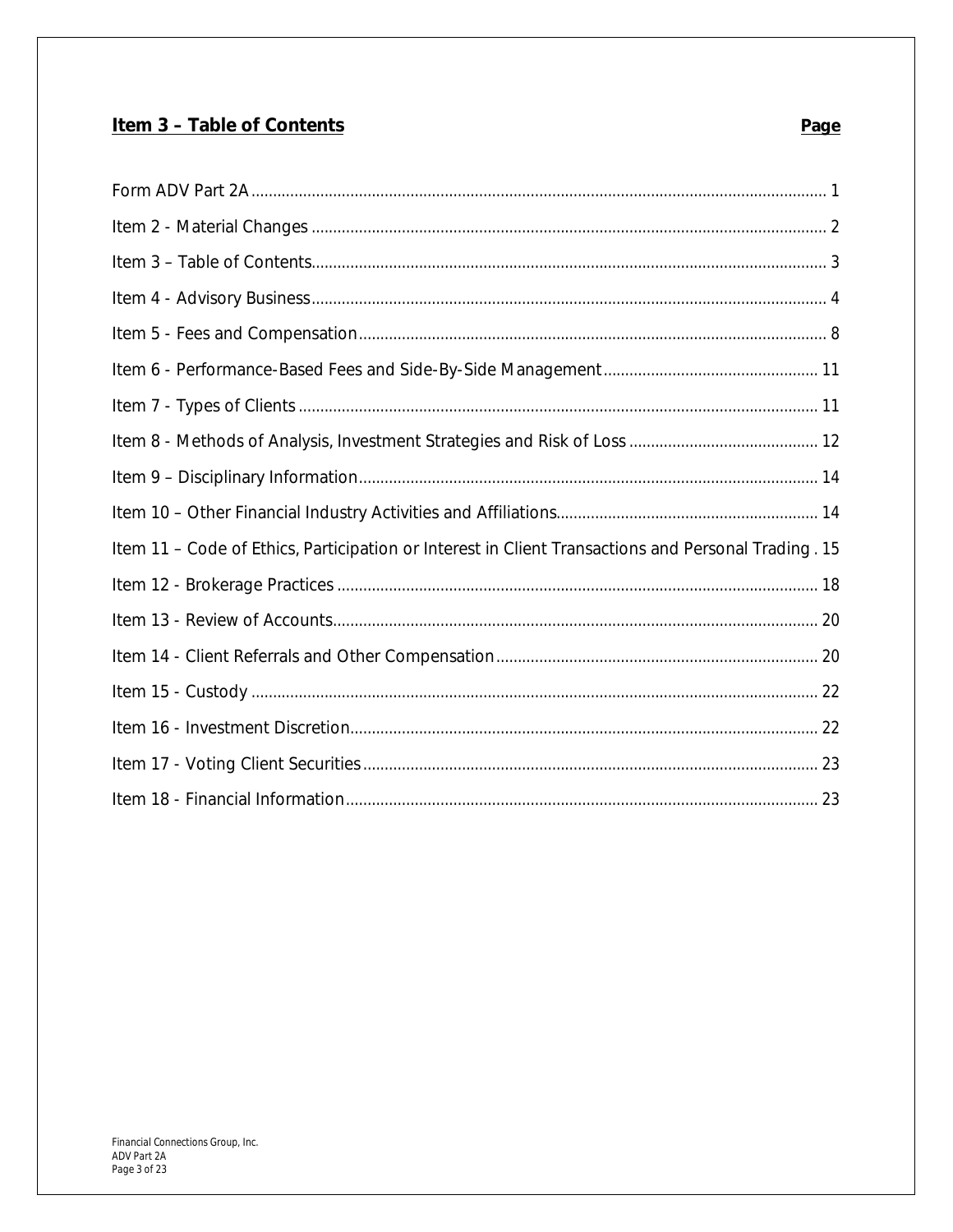## Item 3 – Table of Contents

| | Page |
|---|---|
| Form ADV Part 2A | 1 |
| Item 2 - Material Changes | 2 |
| Item 3 – Table of Contents | 3 |
| Item 4 - Advisory Business | 4 |
| Item 5 - Fees and Compensation | 8 |
| Item 6 - Performance-Based Fees and Side-By-Side Management | 11 |
| Item 7 - Types of Clients | 11 |
| Item 8 - Methods of Analysis, Investment Strategies and Risk of Loss | 12 |
| Item 9 – Disciplinary Information | 14 |
| Item 10 – Other Financial Industry Activities and Affiliations | 14 |
| Item 11 – Code of Ethics, Participation or Interest in Client Transactions and Personal Trading | 15 |
| Item 12 - Brokerage Practices | 18 |
| Item 13 - Review of Accounts | 20 |
| Item 14 - Client Referrals and Other Compensation | 20 |
| Item 15 - Custody | 22 |
| Item 16 - Investment Discretion | 22 |
| Item 17 - Voting Client Securities | 23 |
| Item 18 - Financial Information | 23 |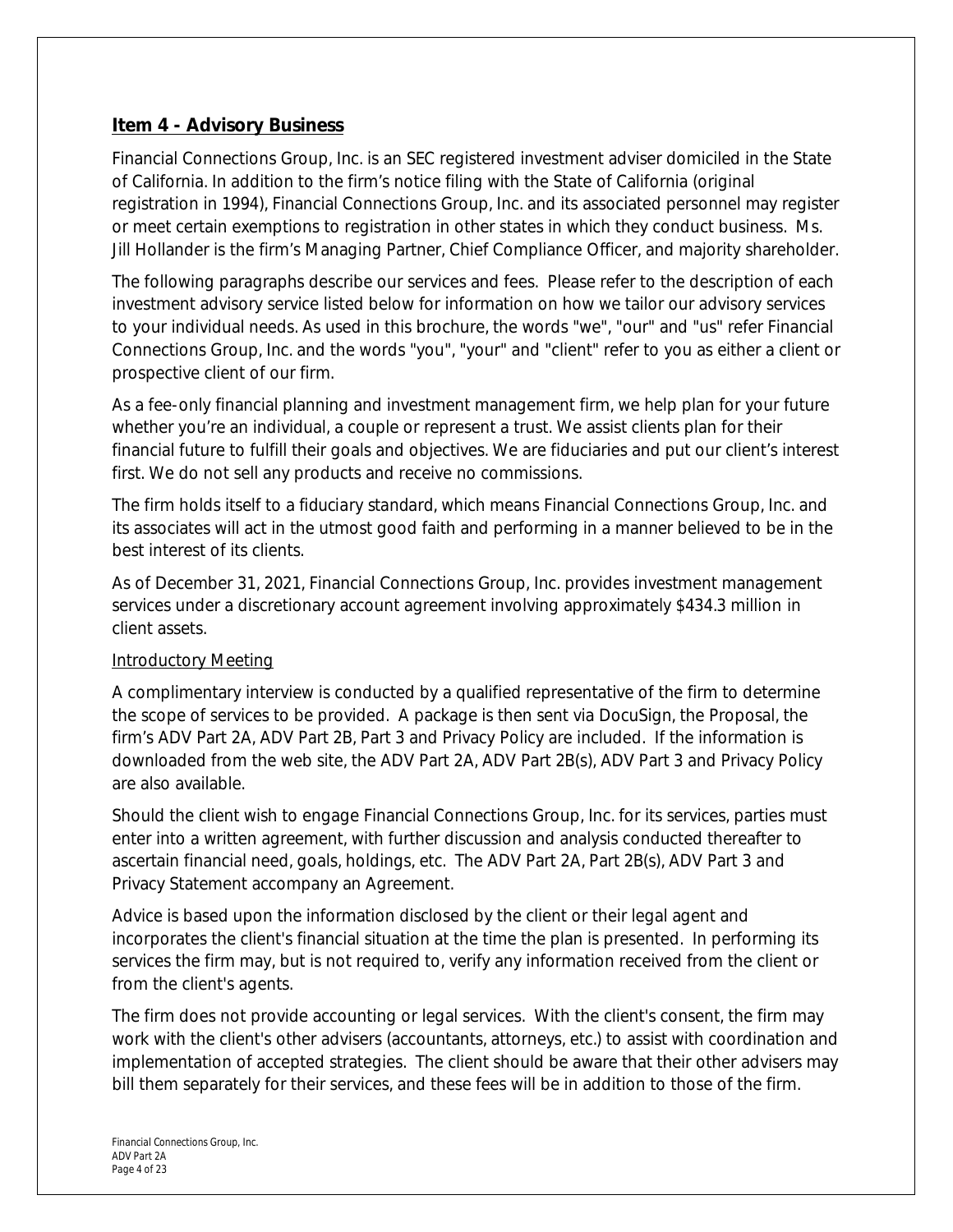## Item 4 - Advisory Business

Financial Connections Group, Inc. is an SEC registered investment adviser domiciled in the State of California. In addition to the firm's notice filing with the State of California (original registration in 1994), Financial Connections Group, Inc. and its associated personnel may register or meet certain exemptions to registration in other states in which they conduct business. Ms. Jill Hollander is the firm's Managing Partner, Chief Compliance Officer, and majority shareholder.

The following paragraphs describe our services and fees. Please refer to the description of each investment advisory service listed below for information on how we tailor our advisory services to your individual needs. As used in this brochure, the words "we", "our" and "us" refer Financial Connections Group, Inc. and the words "you", "your" and "client" refer to you as either a client or prospective client of our firm.

As a fee-only financial planning and investment management firm, we help plan for your future whether you're an individual, a couple or represent a trust. We assist clients plan for their financial future to fulfill their goals and objectives. We are fiduciaries and put our client's interest first. We do not sell any products and receive no commissions.

The firm holds itself to a fiduciary standard, which means Financial Connections Group, Inc. and its associates will act in the utmost good faith and performing in a manner believed to be in the best interest of its clients.

As of December 31, 2021, Financial Connections Group, Inc. provides investment management services under a discretionary account agreement involving approximately $434.3 million in client assets.

### Introductory Meeting

A complimentary interview is conducted by a qualified representative of the firm to determine the scope of services to be provided. A package is then sent via DocuSign, the Proposal, the firm's ADV Part 2A, ADV Part 2B, Part 3 and Privacy Policy are included. If the information is downloaded from the web site, the ADV Part 2A, ADV Part 2B(s), ADV Part 3 and Privacy Policy are also available.

Should the client wish to engage Financial Connections Group, Inc. for its services, parties must enter into a written agreement, with further discussion and analysis conducted thereafter to ascertain financial need, goals, holdings, etc. The ADV Part 2A, Part 2B(s), ADV Part 3 and Privacy Statement accompany an Agreement.

Advice is based upon the information disclosed by the client or their legal agent and incorporates the client's financial situation at the time the plan is presented. In performing its services the firm may, but is not required to, verify any information received from the client or from the client's agents.

The firm does not provide accounting or legal services. With the client's consent, the firm may work with the client's other advisers (accountants, attorneys, etc.) to assist with coordination and implementation of accepted strategies. The client should be aware that their other advisers may bill them separately for their services, and these fees will be in addition to those of the firm.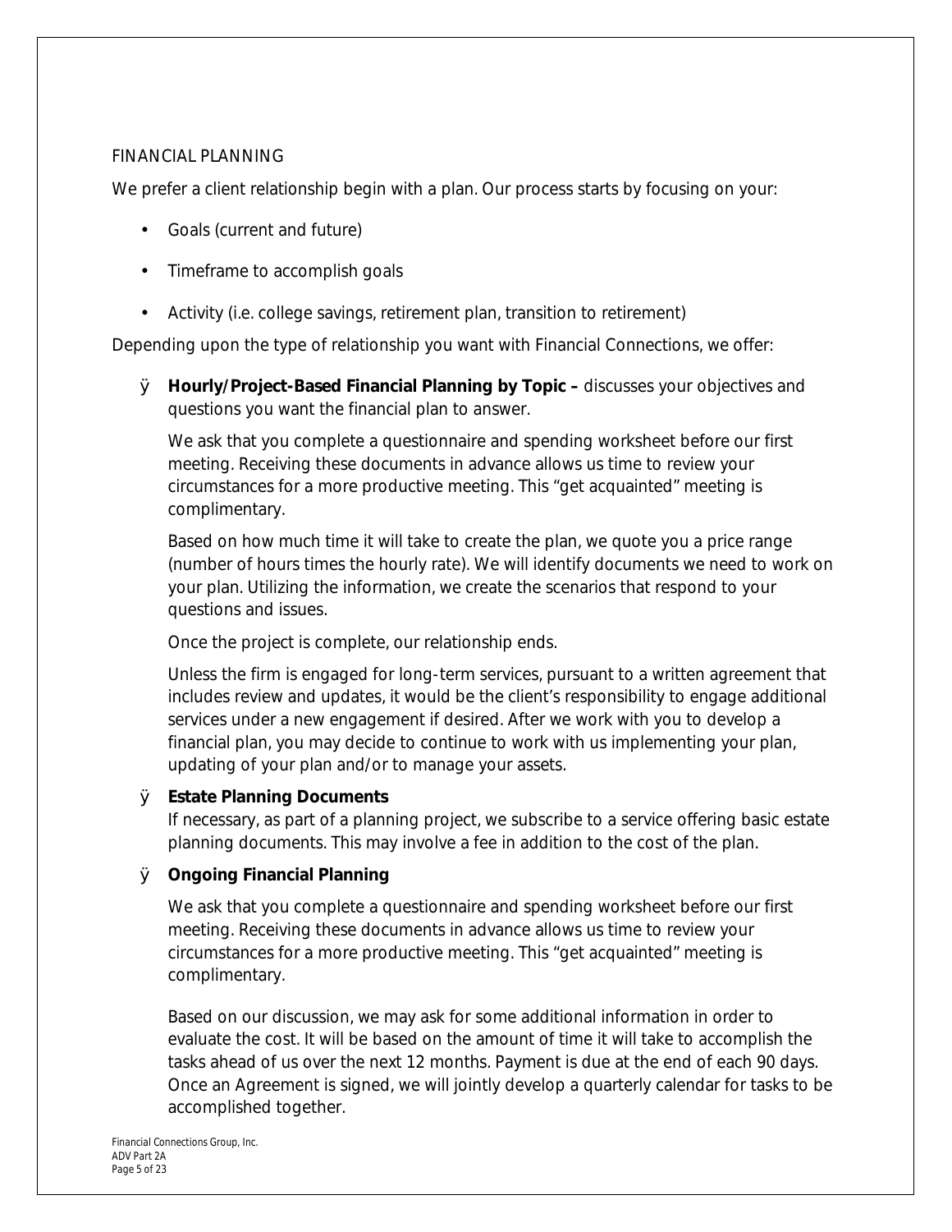## FINANCIAL PLANNING

We prefer a client relationship begin with a plan. Our process starts by focusing on your:

- Goals (current and future)
- Timeframe to accomplish goals
- Activity (i.e. college savings, retirement plan, transition to retirement)

Depending upon the type of relationship you want with Financial Connections, we offer:

- **Hourly/Project-Based Financial Planning by Topic –** discusses your objectives and questions you want the financial plan to answer.

  We ask that you complete a questionnaire and spending worksheet before our first meeting. Receiving these documents in advance allows us time to review your circumstances for a more productive meeting. This "get acquainted" meeting is complimentary.

  Based on how much time it will take to create the plan, we quote you a price range (number of hours times the hourly rate). We will identify documents we need to work on your plan. Utilizing the information, we create the scenarios that respond to your questions and issues.

  Once the project is complete, our relationship ends.

  Unless the firm is engaged for long-term services, pursuant to a written agreement that includes review and updates, it would be the client's responsibility to engage additional services under a new engagement if desired. After we work with you to develop a financial plan, you may decide to continue to work with us implementing your plan, updating of your plan and/or to manage your assets.

- **Estate Planning Documents**

  If necessary, as part of a planning project, we subscribe to a service offering basic estate planning documents. This may involve a fee in addition to the cost of the plan.

- **Ongoing Financial Planning**

  We ask that you complete a questionnaire and spending worksheet before our first meeting. Receiving these documents in advance allows us time to review your circumstances for a more productive meeting. This "get acquainted" meeting is complimentary.

  Based on our discussion, we may ask for some additional information in order to evaluate the cost. It will be based on the amount of time it will take to accomplish the tasks ahead of us over the next 12 months. Payment is due at the end of each 90 days. Once an Agreement is signed, we will jointly develop a quarterly calendar for tasks to be accomplished together.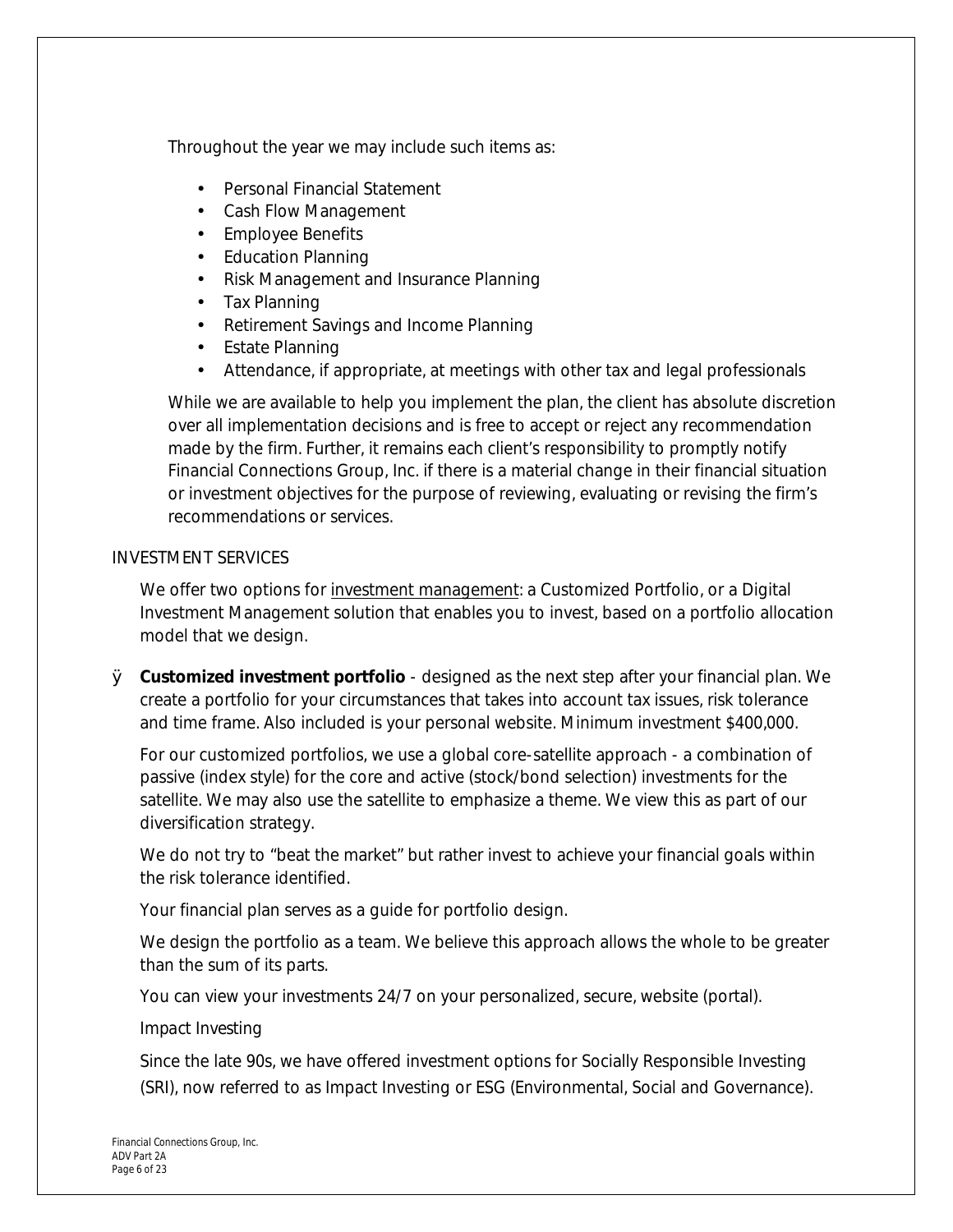Throughout the year we may include such items as:

- Personal Financial Statement
- Cash Flow Management
- Employee Benefits
- Education Planning
- Risk Management and Insurance Planning
- Tax Planning
- Retirement Savings and Income Planning
- Estate Planning
- Attendance, if appropriate, at meetings with other tax and legal professionals

While we are available to help you implement the plan, the client has absolute discretion over all implementation decisions and is free to accept or reject any recommendation made by the firm. Further, it remains each client's responsibility to promptly notify Financial Connections Group, Inc. if there is a material change in their financial situation or investment objectives for the purpose of reviewing, evaluating or revising the firm's recommendations or services.

INVESTMENT SERVICES

We offer two options for investment management: a Customized Portfolio, or a Digital Investment Management solution that enables you to invest, based on a portfolio allocation model that we design.

- **Customized investment portfolio** - designed as the next step after your financial plan. We create a portfolio for your circumstances that takes into account tax issues, risk tolerance and time frame. Also included is your personal website. Minimum investment $400,000.

For our customized portfolios, we use a global core-satellite approach - a combination of passive (index style) for the core and active (stock/bond selection) investments for the satellite. We may also use the satellite to emphasize a theme. We view this as part of our diversification strategy.

We do not try to "beat the market" but rather invest to achieve your financial goals within the risk tolerance identified.

Your financial plan serves as a guide for portfolio design.

We design the portfolio as a team. We believe this approach allows the whole to be greater than the sum of its parts.

You can view your investments 24/7 on your personalized, secure, website (portal).

Impact Investing

Since the late 90s, we have offered investment options for Socially Responsible Investing (SRI), now referred to as Impact Investing or ESG (Environmental, Social and Governance).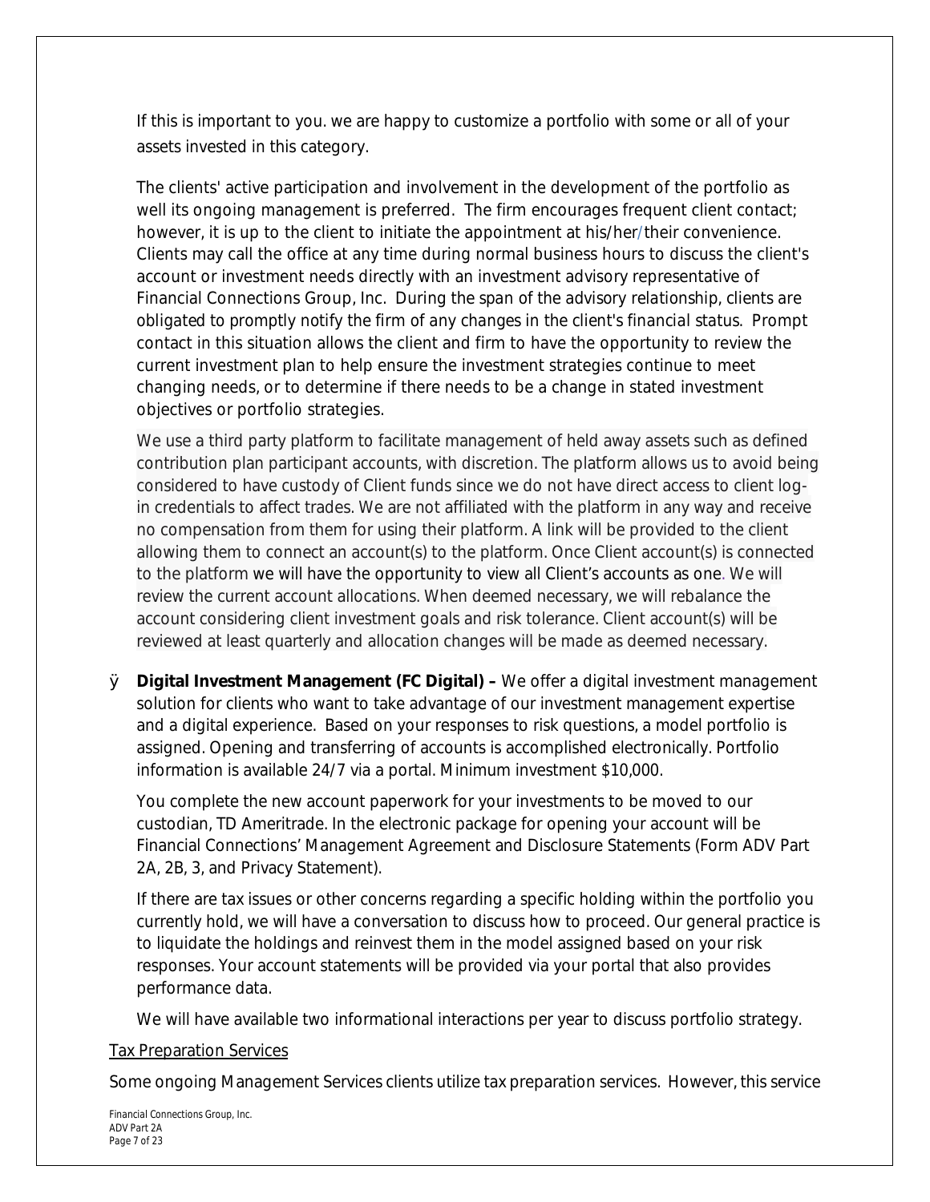If this is important to you. we are happy to customize a portfolio with some or all of your assets invested in this category.

The clients' active participation and involvement in the development of the portfolio as well its ongoing management is preferred. The firm encourages frequent client contact; however, it is up to the client to initiate the appointment at his/her/their convenience. Clients may call the office at any time during normal business hours to discuss the client's account or investment needs directly with an investment advisory representative of Financial Connections Group, Inc. During the span of the advisory relationship, clients are obligated to promptly notify the firm of any changes in the client's financial status. Prompt contact in this situation allows the client and firm to have the opportunity to review the current investment plan to help ensure the investment strategies continue to meet changing needs, or to determine if there needs to be a change in stated investment objectives or portfolio strategies.

We use a third party platform to facilitate management of held away assets such as defined contribution plan participant accounts, with discretion. The platform allows us to avoid being considered to have custody of Client funds since we do not have direct access to client log-in credentials to affect trades. We are not affiliated with the platform in any way and receive no compensation from them for using their platform. A link will be provided to the client allowing them to connect an account(s) to the platform. Once Client account(s) is connected to the platform we will have the opportunity to view all Client's accounts as one. We will review the current account allocations. When deemed necessary, we will rebalance the account considering client investment goals and risk tolerance. Client account(s) will be reviewed at least quarterly and allocation changes will be made as deemed necessary.

- **Digital Investment Management (FC Digital) –** We offer a digital investment management solution for clients who want to take advantage of our investment management expertise and a digital experience. Based on your responses to risk questions, a model portfolio is assigned. Opening and transferring of accounts is accomplished electronically. Portfolio information is available 24/7 via a portal. Minimum investment $10,000.

  You complete the new account paperwork for your investments to be moved to our custodian, TD Ameritrade. In the electronic package for opening your account will be Financial Connections' Management Agreement and Disclosure Statements (Form ADV Part 2A, 2B, 3, and Privacy Statement).

  If there are tax issues or other concerns regarding a specific holding within the portfolio you currently hold, we will have a conversation to discuss how to proceed. Our general practice is to liquidate the holdings and reinvest them in the model assigned based on your risk responses. Your account statements will be provided via your portal that also provides performance data.

  We will have available two informational interactions per year to discuss portfolio strategy.

<u>Tax Preparation Services</u>

Some ongoing Management Services clients utilize tax preparation services. However, this service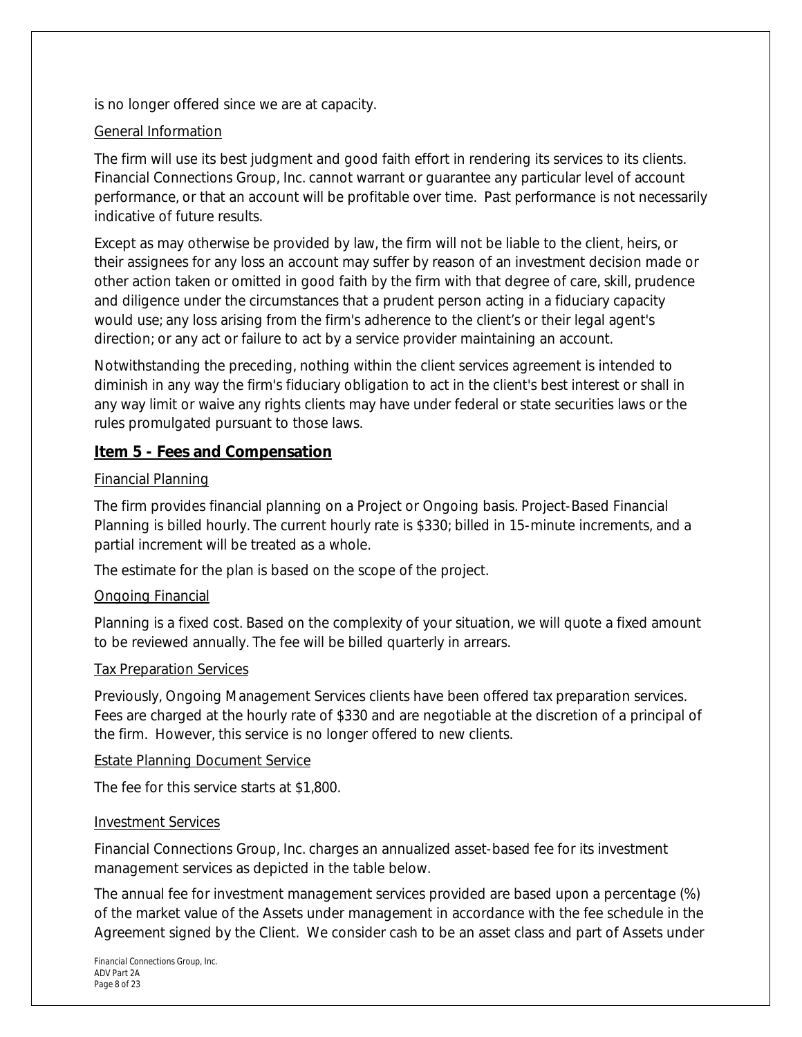is no longer offered since we are at capacity.

General Information

The firm will use its best judgment and good faith effort in rendering its services to its clients. Financial Connections Group, Inc. cannot warrant or guarantee any particular level of account performance, or that an account will be profitable over time. Past performance is not necessarily indicative of future results.

Except as may otherwise be provided by law, the firm will not be liable to the client, heirs, or their assignees for any loss an account may suffer by reason of an investment decision made or other action taken or omitted in good faith by the firm with that degree of care, skill, prudence and diligence under the circumstances that a prudent person acting in a fiduciary capacity would use; any loss arising from the firm's adherence to the client's or their legal agent's direction; or any act or failure to act by a service provider maintaining an account.

Notwithstanding the preceding, nothing within the client services agreement is intended to diminish in any way the firm's fiduciary obligation to act in the client's best interest or shall in any way limit or waive any rights clients may have under federal or state securities laws or the rules promulgated pursuant to those laws.

## Item 5 - Fees and Compensation

Financial Planning

The firm provides financial planning on a Project or Ongoing basis. Project-Based Financial Planning is billed hourly. The current hourly rate is $330; billed in 15-minute increments, and a partial increment will be treated as a whole.

The estimate for the plan is based on the scope of the project.

Ongoing Financial

Planning is a fixed cost. Based on the complexity of your situation, we will quote a fixed amount to be reviewed annually. The fee will be billed quarterly in arrears.

Tax Preparation Services

Previously, Ongoing Management Services clients have been offered tax preparation services. Fees are charged at the hourly rate of $330 and are negotiable at the discretion of a principal of the firm. However, this service is no longer offered to new clients.

Estate Planning Document Service

The fee for this service starts at $1,800.

Investment Services

Financial Connections Group, Inc. charges an annualized asset-based fee for its investment management services as depicted in the table below.

The annual fee for investment management services provided are based upon a percentage (%) of the market value of the Assets under management in accordance with the fee schedule in the Agreement signed by the Client. We consider cash to be an asset class and part of Assets under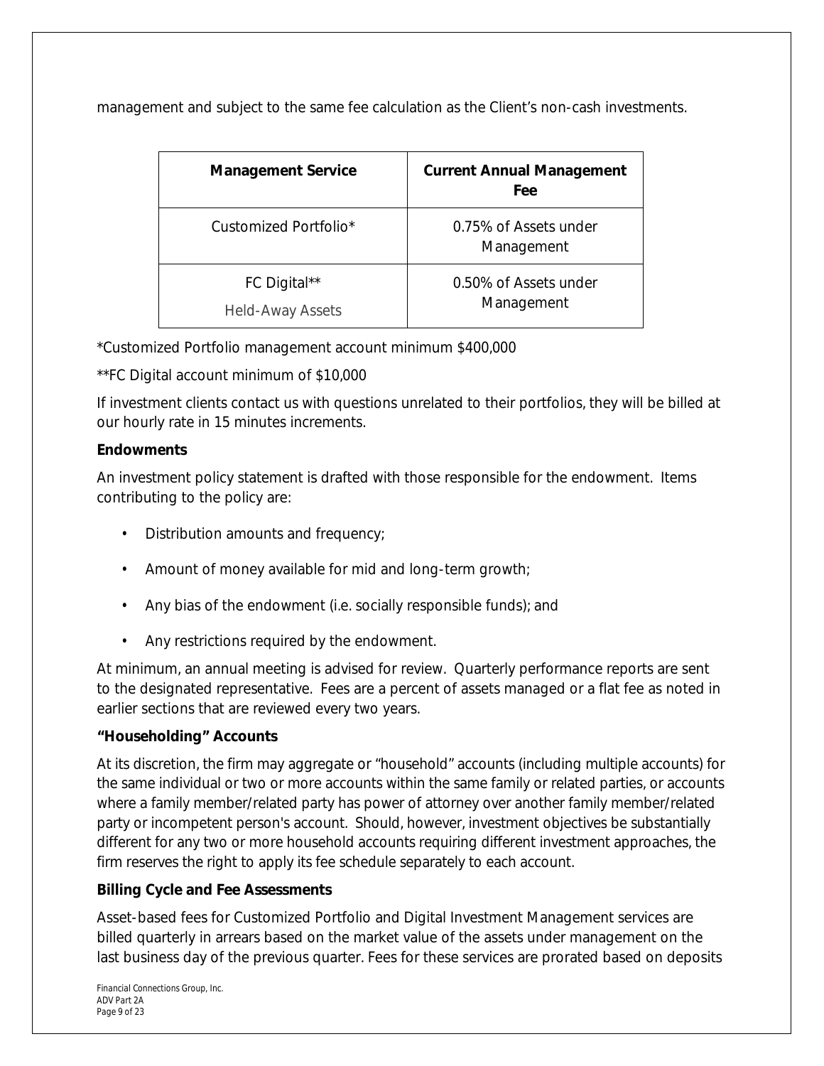management and subject to the same fee calculation as the Client’s non-cash investments.

| Management Service | Current Annual Management Fee |
|---|---|
| Customized Portfolio* | 0.75% of Assets under Management |
| FC Digital**<br>Held-Away Assets | 0.50% of Assets under Management |

*Customized Portfolio management account minimum $400,000

**FC Digital account minimum of $10,000

If investment clients contact us with questions unrelated to their portfolios, they will be billed at our hourly rate in 15 minutes increments.

**Endowments**

An investment policy statement is drafted with those responsible for the endowment. Items contributing to the policy are:

- Distribution amounts and frequency;
- Amount of money available for mid and long-term growth;
- Any bias of the endowment (i.e. socially responsible funds); and
- Any restrictions required by the endowment.

At minimum, an annual meeting is advised for review. Quarterly performance reports are sent to the designated representative. Fees are a percent of assets managed or a flat fee as noted in earlier sections that are reviewed every two years.

**“Householding” Accounts**

At its discretion, the firm may aggregate or “household” accounts (including multiple accounts) for the same individual or two or more accounts within the same family or related parties, or accounts where a family member/related party has power of attorney over another family member/related party or incompetent person's account. Should, however, investment objectives be substantially different for any two or more household accounts requiring different investment approaches, the firm reserves the right to apply its fee schedule separately to each account.

**Billing Cycle and Fee Assessments**

Asset-based fees for Customized Portfolio and Digital Investment Management services are billed quarterly in arrears based on the market value of the assets under management on the last business day of the previous quarter. Fees for these services are prorated based on deposits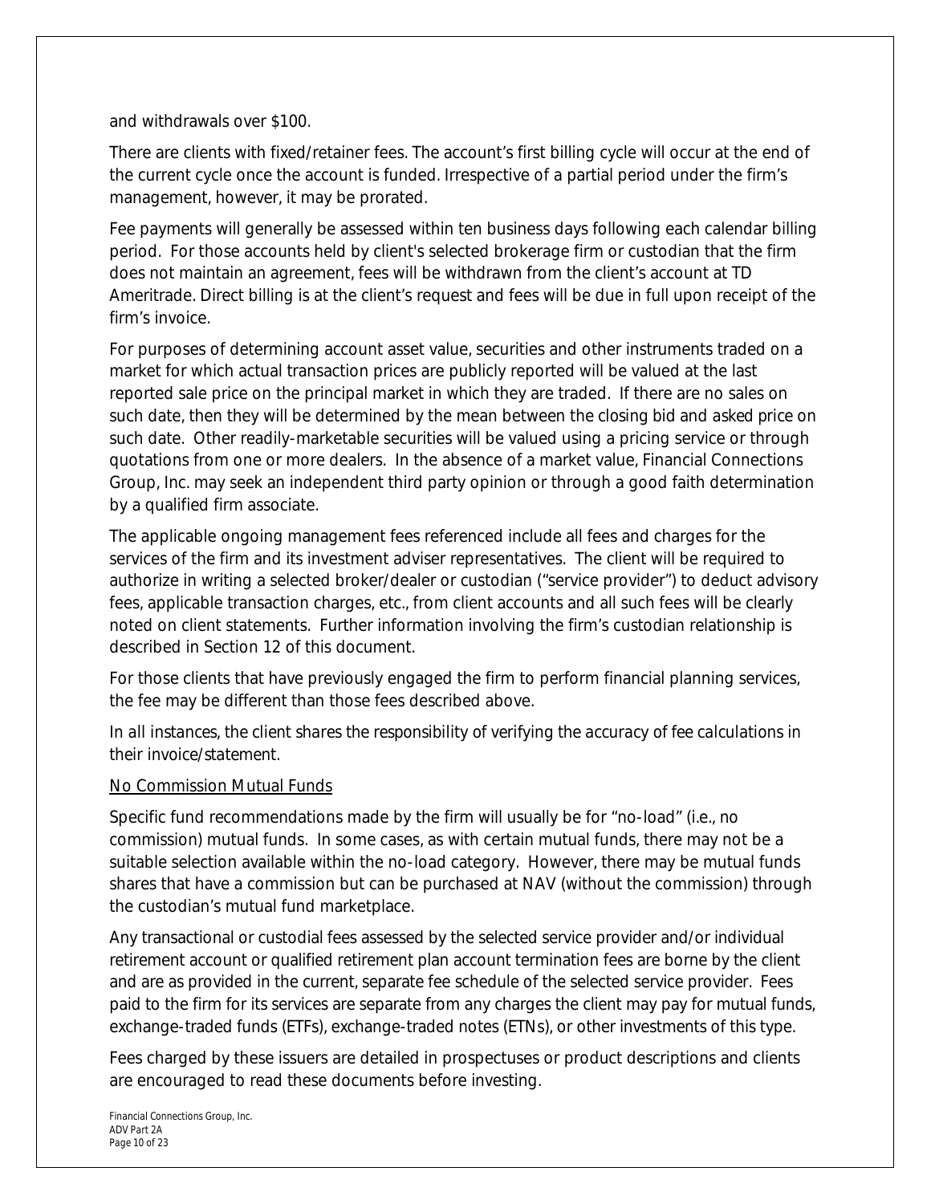and withdrawals over $100.

There are clients with fixed/retainer fees. The account's first billing cycle will occur at the end of the current cycle once the account is funded. Irrespective of a partial period under the firm's management, however, it may be prorated.

Fee payments will generally be assessed within ten business days following each calendar billing period. For those accounts held by client's selected brokerage firm or custodian that the firm does not maintain an agreement, fees will be withdrawn from the client's account at TD Ameritrade. Direct billing is at the client's request and fees will be due in full upon receipt of the firm's invoice.

For purposes of determining account asset value, securities and other instruments traded on a market for which actual transaction prices are publicly reported will be valued at the last reported sale price on the principal market in which they are traded. If there are no sales on such date, then they will be determined by the mean between the closing bid and asked price on such date. Other readily-marketable securities will be valued using a pricing service or through quotations from one or more dealers. In the absence of a market value, Financial Connections Group, Inc. may seek an independent third party opinion or through a good faith determination by a qualified firm associate.

The applicable ongoing management fees referenced include all fees and charges for the services of the firm and its investment adviser representatives. The client will be required to authorize in writing a selected broker/dealer or custodian ("service provider") to deduct advisory fees, applicable transaction charges, etc., from client accounts and all such fees will be clearly noted on client statements. Further information involving the firm's custodian relationship is described in Section 12 of this document.

For those clients that have previously engaged the firm to perform financial planning services, the fee may be different than those fees described above.

In all instances, the client shares the responsibility of verifying the accuracy of fee calculations in their invoice/statement.

No Commission Mutual Funds

Specific fund recommendations made by the firm will usually be for "no-load" (i.e., no commission) mutual funds. In some cases, as with certain mutual funds, there may not be a suitable selection available within the no-load category. However, there may be mutual funds shares that have a commission but can be purchased at NAV (without the commission) through the custodian's mutual fund marketplace.

Any transactional or custodial fees assessed by the selected service provider and/or individual retirement account or qualified retirement plan account termination fees are borne by the client and are as provided in the current, separate fee schedule of the selected service provider. Fees paid to the firm for its services are separate from any charges the client may pay for mutual funds, exchange-traded funds (ETFs), exchange-traded notes (ETNs), or other investments of this type.

Fees charged by these issuers are detailed in prospectuses or product descriptions and clients are encouraged to read these documents before investing.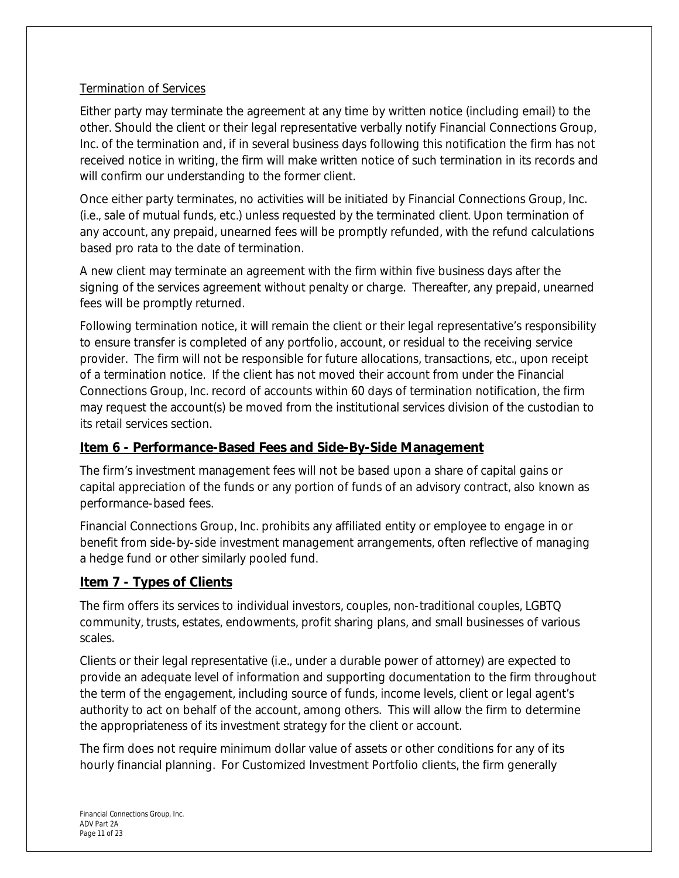Termination of Services

Either party may terminate the agreement at any time by written notice (including email) to the other. Should the client or their legal representative verbally notify Financial Connections Group, Inc. of the termination and, if in several business days following this notification the firm has not received notice in writing, the firm will make written notice of such termination in its records and will confirm our understanding to the former client.

Once either party terminates, no activities will be initiated by Financial Connections Group, Inc. (i.e., sale of mutual funds, etc.) unless requested by the terminated client. Upon termination of any account, any prepaid, unearned fees will be promptly refunded, with the refund calculations based pro rata to the date of termination.

A new client may terminate an agreement with the firm within five business days after the signing of the services agreement without penalty or charge. Thereafter, any prepaid, unearned fees will be promptly returned.

Following termination notice, it will remain the client or their legal representative's responsibility to ensure transfer is completed of any portfolio, account, or residual to the receiving service provider. The firm will not be responsible for future allocations, transactions, etc., upon receipt of a termination notice. If the client has not moved their account from under the Financial Connections Group, Inc. record of accounts within 60 days of termination notification, the firm may request the account(s) be moved from the institutional services division of the custodian to its retail services section.

## Item 6 - Performance-Based Fees and Side-By-Side Management

The firm's investment management fees will not be based upon a share of capital gains or capital appreciation of the funds or any portion of funds of an advisory contract, also known as performance-based fees.

Financial Connections Group, Inc. prohibits any affiliated entity or employee to engage in or benefit from side-by-side investment management arrangements, often reflective of managing a hedge fund or other similarly pooled fund.

## Item 7 - Types of Clients

The firm offers its services to individual investors, couples, non-traditional couples, LGBTQ community, trusts, estates, endowments, profit sharing plans, and small businesses of various scales.

Clients or their legal representative (i.e., under a durable power of attorney) are expected to provide an adequate level of information and supporting documentation to the firm throughout the term of the engagement, including source of funds, income levels, client or legal agent's authority to act on behalf of the account, among others. This will allow the firm to determine the appropriateness of its investment strategy for the client or account.

The firm does not require minimum dollar value of assets or other conditions for any of its hourly financial planning. For Customized Investment Portfolio clients, the firm generally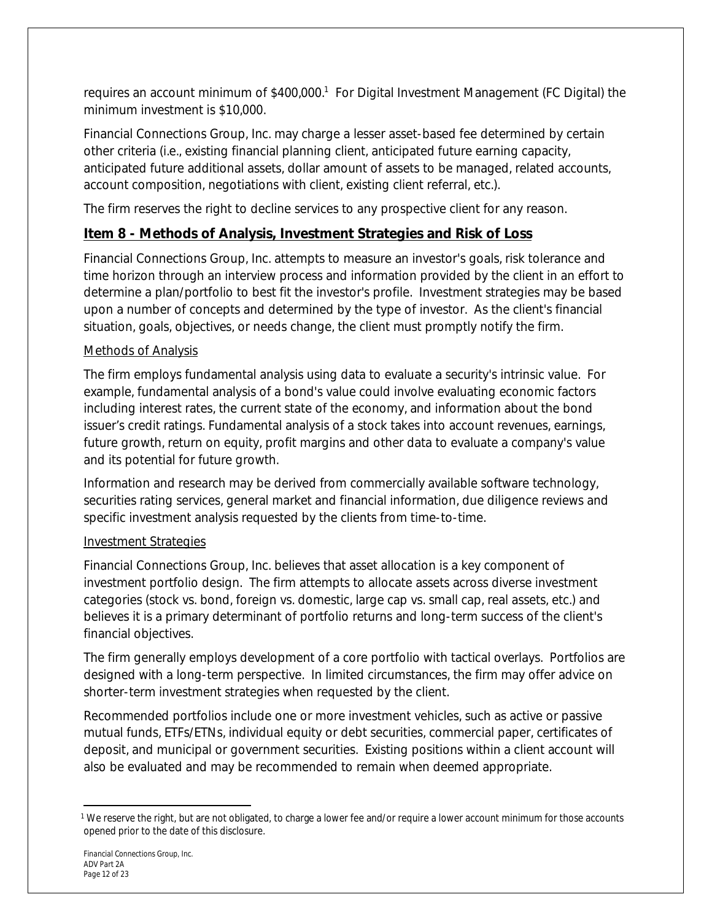requires an account minimum of $400,000.[1] For Digital Investment Management (FC Digital) the minimum investment is $10,000.

Financial Connections Group, Inc. may charge a lesser asset-based fee determined by certain other criteria (i.e., existing financial planning client, anticipated future earning capacity, anticipated future additional assets, dollar amount of assets to be managed, related accounts, account composition, negotiations with client, existing client referral, etc.).

The firm reserves the right to decline services to any prospective client for any reason.

## Item 8 - Methods of Analysis, Investment Strategies and Risk of Loss

Financial Connections Group, Inc. attempts to measure an investor's goals, risk tolerance and time horizon through an interview process and information provided by the client in an effort to determine a plan/portfolio to best fit the investor's profile. Investment strategies may be based upon a number of concepts and determined by the type of investor. As the client's financial situation, goals, objectives, or needs change, the client must promptly notify the firm.

### Methods of Analysis

The firm employs fundamental analysis using data to evaluate a security's intrinsic value. For example, fundamental analysis of a bond's value could involve evaluating economic factors including interest rates, the current state of the economy, and information about the bond issuer's credit ratings. Fundamental analysis of a stock takes into account revenues, earnings, future growth, return on equity, profit margins and other data to evaluate a company's value and its potential for future growth.

Information and research may be derived from commercially available software technology, securities rating services, general market and financial information, due diligence reviews and specific investment analysis requested by the clients from time-to-time.

### Investment Strategies

Financial Connections Group, Inc. believes that asset allocation is a key component of investment portfolio design. The firm attempts to allocate assets across diverse investment categories (stock vs. bond, foreign vs. domestic, large cap vs. small cap, real assets, etc.) and believes it is a primary determinant of portfolio returns and long-term success of the client's financial objectives.

The firm generally employs development of a core portfolio with tactical overlays. Portfolios are designed with a long-term perspective. In limited circumstances, the firm may offer advice on shorter-term investment strategies when requested by the client.

Recommended portfolios include one or more investment vehicles, such as active or passive mutual funds, ETFs/ETNs, individual equity or debt securities, commercial paper, certificates of deposit, and municipal or government securities. Existing positions within a client account will also be evaluated and may be recommended to remain when deemed appropriate.

[1] We reserve the right, but are not obligated, to charge a lower fee and/or require a lower account minimum for those accounts opened prior to the date of this disclosure.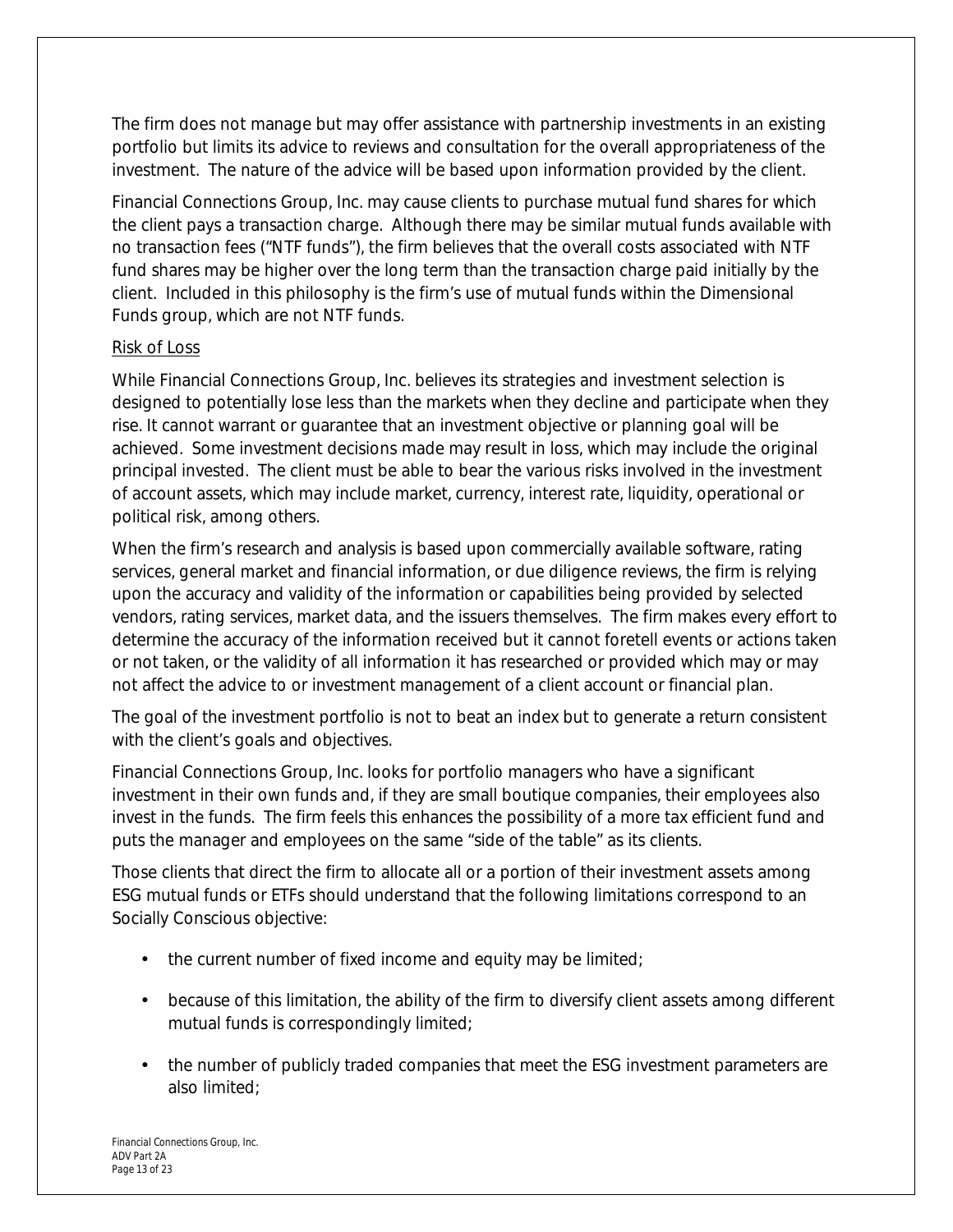The firm does not manage but may offer assistance with partnership investments in an existing portfolio but limits its advice to reviews and consultation for the overall appropriateness of the investment. The nature of the advice will be based upon information provided by the client.

Financial Connections Group, Inc. may cause clients to purchase mutual fund shares for which the client pays a transaction charge. Although there may be similar mutual funds available with no transaction fees ("NTF funds"), the firm believes that the overall costs associated with NTF fund shares may be higher over the long term than the transaction charge paid initially by the client. Included in this philosophy is the firm's use of mutual funds within the Dimensional Funds group, which are not NTF funds.

Risk of Loss

While Financial Connections Group, Inc. believes its strategies and investment selection is designed to potentially lose less than the markets when they decline and participate when they rise. It cannot warrant or guarantee that an investment objective or planning goal will be achieved. Some investment decisions made may result in loss, which may include the original principal invested. The client must be able to bear the various risks involved in the investment of account assets, which may include market, currency, interest rate, liquidity, operational or political risk, among others.

When the firm's research and analysis is based upon commercially available software, rating services, general market and financial information, or due diligence reviews, the firm is relying upon the accuracy and validity of the information or capabilities being provided by selected vendors, rating services, market data, and the issuers themselves. The firm makes every effort to determine the accuracy of the information received but it cannot foretell events or actions taken or not taken, or the validity of all information it has researched or provided which may or may not affect the advice to or investment management of a client account or financial plan.

The goal of the investment portfolio is not to beat an index but to generate a return consistent with the client's goals and objectives.

Financial Connections Group, Inc. looks for portfolio managers who have a significant investment in their own funds and, if they are small boutique companies, their employees also invest in the funds. The firm feels this enhances the possibility of a more tax efficient fund and puts the manager and employees on the same "side of the table" as its clients.

Those clients that direct the firm to allocate all or a portion of their investment assets among ESG mutual funds or ETFs should understand that the following limitations correspond to an Socially Conscious objective:

- the current number of fixed income and equity may be limited;
- because of this limitation, the ability of the firm to diversify client assets among different mutual funds is correspondingly limited;
- the number of publicly traded companies that meet the ESG investment parameters are also limited;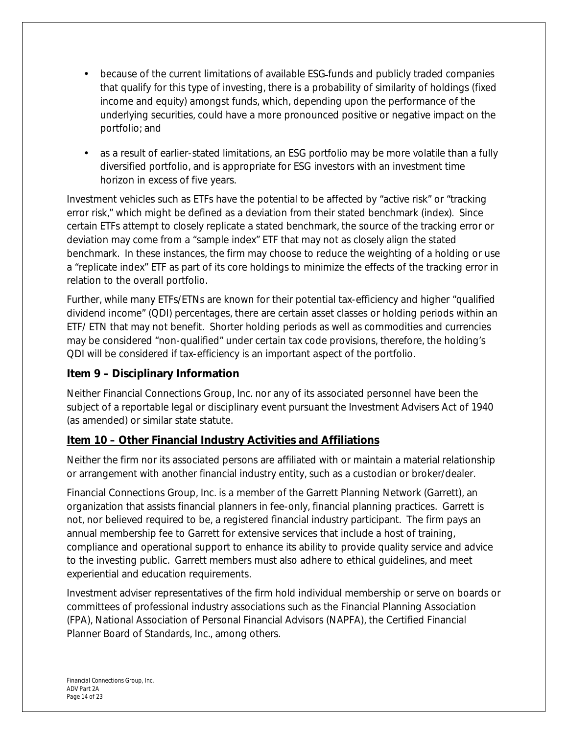- because of the current limitations of available ESG-funds and publicly traded companies that qualify for this type of investing, there is a probability of similarity of holdings (fixed income and equity) amongst funds, which, depending upon the performance of the underlying securities, could have a more pronounced positive or negative impact on the portfolio; and
- as a result of earlier-stated limitations, an ESG portfolio may be more volatile than a fully diversified portfolio, and is appropriate for ESG investors with an investment time horizon in excess of five years.

Investment vehicles such as ETFs have the potential to be affected by "active risk" or "tracking error risk," which might be defined as a deviation from their stated benchmark (index). Since certain ETFs attempt to closely replicate a stated benchmark, the source of the tracking error or deviation may come from a "sample index" ETF that may not as closely align the stated benchmark. In these instances, the firm may choose to reduce the weighting of a holding or use a "replicate index" ETF as part of its core holdings to minimize the effects of the tracking error in relation to the overall portfolio.

Further, while many ETFs/ETNs are known for their potential tax-efficiency and higher "qualified dividend income" (QDI) percentages, there are certain asset classes or holding periods within an ETF/ ETN that may not benefit. Shorter holding periods as well as commodities and currencies may be considered "non-qualified" under certain tax code provisions, therefore, the holding's QDI will be considered if tax-efficiency is an important aspect of the portfolio.

## Item 9 – Disciplinary Information

Neither Financial Connections Group, Inc. nor any of its associated personnel have been the subject of a reportable legal or disciplinary event pursuant the Investment Advisers Act of 1940 (as amended) or similar state statute.

## Item 10 – Other Financial Industry Activities and Affiliations

Neither the firm nor its associated persons are affiliated with or maintain a material relationship or arrangement with another financial industry entity, such as a custodian or broker/dealer.

Financial Connections Group, Inc. is a member of the Garrett Planning Network (Garrett), an organization that assists financial planners in fee-only, financial planning practices. Garrett is not, nor believed required to be, a registered financial industry participant. The firm pays an annual membership fee to Garrett for extensive services that include a host of training, compliance and operational support to enhance its ability to provide quality service and advice to the investing public. Garrett members must also adhere to ethical guidelines, and meet experiential and education requirements.

Investment adviser representatives of the firm hold individual membership or serve on boards or committees of professional industry associations such as the Financial Planning Association (FPA), National Association of Personal Financial Advisors (NAPFA), the Certified Financial Planner Board of Standards, Inc., among others.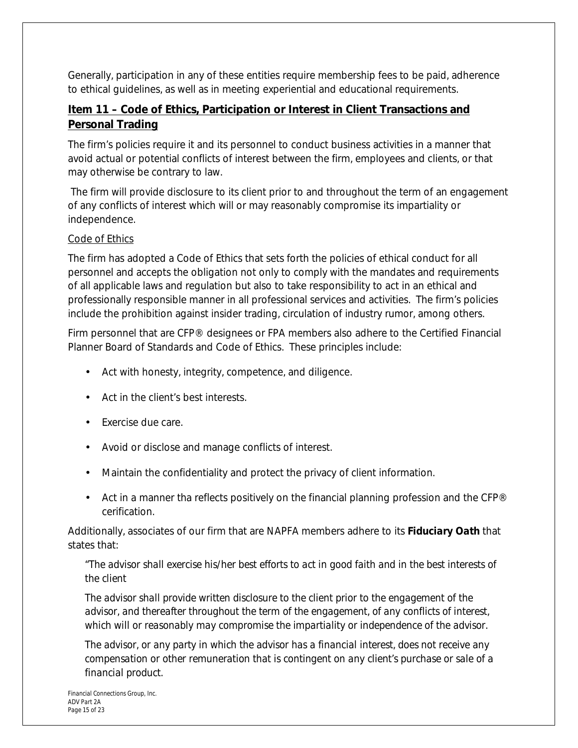Generally, participation in any of these entities require membership fees to be paid, adherence to ethical guidelines, as well as in meeting experiential and educational requirements.

## Item 11 – Code of Ethics, Participation or Interest in Client Transactions and Personal Trading

The firm's policies require it and its personnel to conduct business activities in a manner that avoid actual or potential conflicts of interest between the firm, employees and clients, or that may otherwise be contrary to law.

The firm will provide disclosure to its client prior to and throughout the term of an engagement of any conflicts of interest which will or may reasonably compromise its impartiality or independence.

### Code of Ethics

The firm has adopted a Code of Ethics that sets forth the policies of ethical conduct for all personnel and accepts the obligation not only to comply with the mandates and requirements of all applicable laws and regulation but also to take responsibility to act in an ethical and professionally responsible manner in all professional services and activities. The firm's policies include the prohibition against insider trading, circulation of industry rumor, among others.

Firm personnel that are CFP® designees or FPA members also adhere to the Certified Financial Planner Board of Standards and Code of Ethics. These principles include:

- Act with honesty, integrity, competence, and diligence.
- Act in the client's best interests.
- Exercise due care.
- Avoid or disclose and manage conflicts of interest.
- Maintain the confidentiality and protect the privacy of client information.
- Act in a manner tha reflects positively on the financial planning profession and the CFP® cerification.

Additionally, associates of our firm that are NAPFA members adhere to its **Fiduciary Oath** that states that:

> *"The advisor shall exercise his/her best efforts to act in good faith and in the best interests of the client*
>
> *The advisor shall provide written disclosure to the client prior to the engagement of the advisor, and thereafter throughout the term of the engagement, of any conflicts of interest, which will or reasonably may compromise the impartiality or independence of the advisor.*
>
> *The advisor, or any party in which the advisor has a financial interest, does not receive any compensation or other remuneration that is contingent on any client's purchase or sale of a financial product.*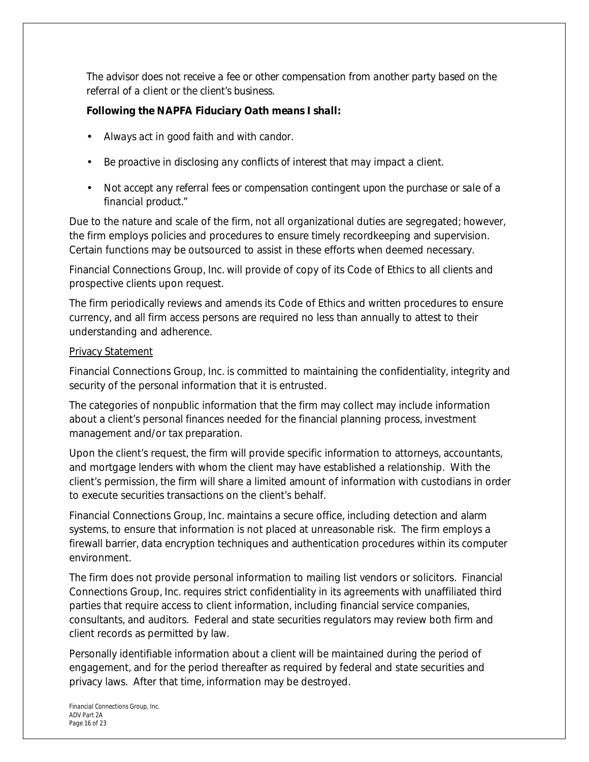The advisor does not receive a fee or other compensation from another party based on the referral of a client or the client's business.

**Following the NAPFA Fiduciary Oath means I shall:**

- Always act in good faith and with candor.
- Be proactive in disclosing any conflicts of interest that may impact a client.
- Not accept any referral fees or compensation contingent upon the purchase or sale of a financial product."

Due to the nature and scale of the firm, not all organizational duties are segregated; however, the firm employs policies and procedures to ensure timely recordkeeping and supervision. Certain functions may be outsourced to assist in these efforts when deemed necessary.

Financial Connections Group, Inc. will provide of copy of its Code of Ethics to all clients and prospective clients upon request.

The firm periodically reviews and amends its Code of Ethics and written procedures to ensure currency, and all firm access persons are required no less than annually to attest to their understanding and adherence.

<u>Privacy Statement</u>

Financial Connections Group, Inc. is committed to maintaining the confidentiality, integrity and security of the personal information that it is entrusted.

The categories of nonpublic information that the firm may collect may include information about a client's personal finances needed for the financial planning process, investment management and/or tax preparation.

Upon the client's request, the firm will provide specific information to attorneys, accountants, and mortgage lenders with whom the client may have established a relationship. With the client's permission, the firm will share a limited amount of information with custodians in order to execute securities transactions on the client's behalf.

Financial Connections Group, Inc. maintains a secure office, including detection and alarm systems, to ensure that information is not placed at unreasonable risk. The firm employs a firewall barrier, data encryption techniques and authentication procedures within its computer environment.

The firm does not provide personal information to mailing list vendors or solicitors. Financial Connections Group, Inc. requires strict confidentiality in its agreements with unaffiliated third parties that require access to client information, including financial service companies, consultants, and auditors. Federal and state securities regulators may review both firm and client records as permitted by law.

Personally identifiable information about a client will be maintained during the period of engagement, and for the period thereafter as required by federal and state securities and privacy laws. After that time, information may be destroyed.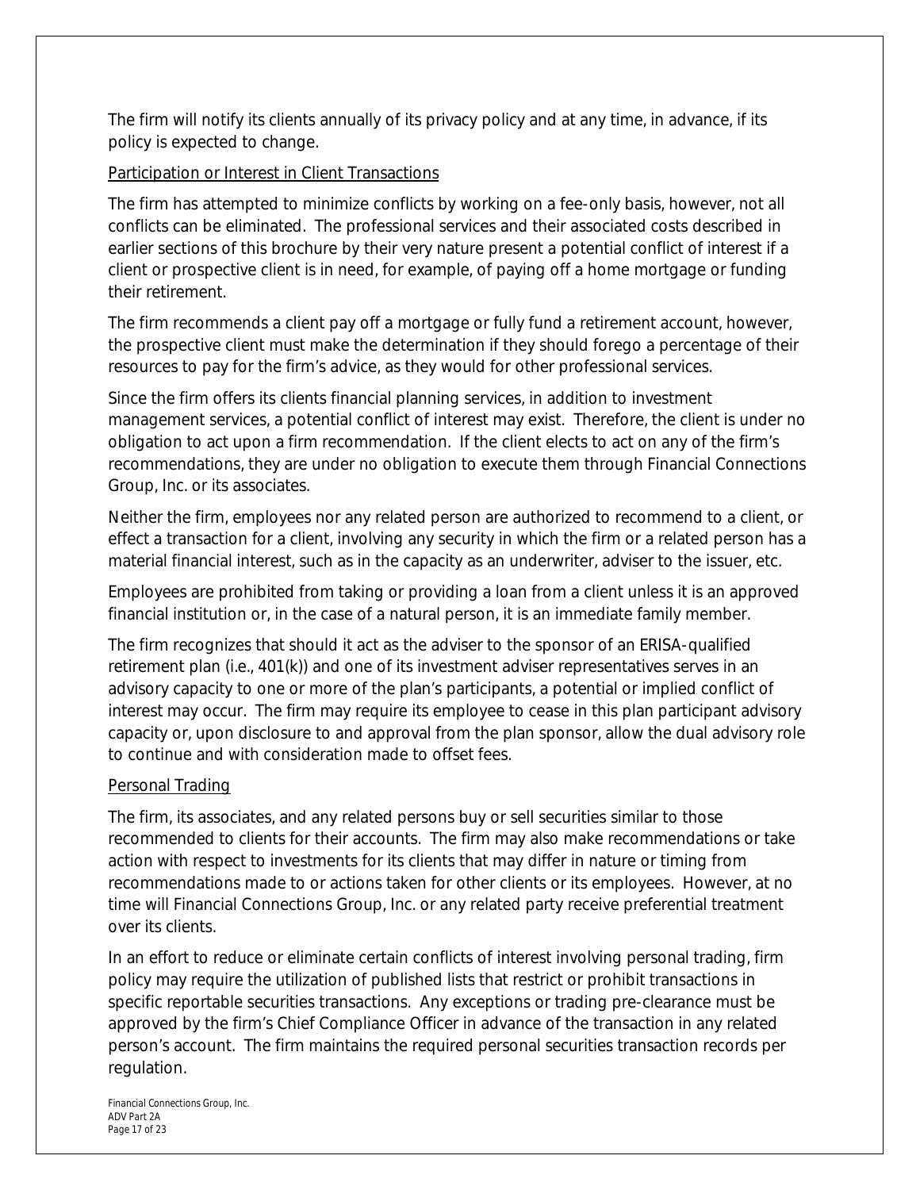The firm will notify its clients annually of its privacy policy and at any time, in advance, if its policy is expected to change.

### Participation or Interest in Client Transactions

The firm has attempted to minimize conflicts by working on a fee-only basis, however, not all conflicts can be eliminated. The professional services and their associated costs described in earlier sections of this brochure by their very nature present a potential conflict of interest if a client or prospective client is in need, for example, of paying off a home mortgage or funding their retirement.

The firm recommends a client pay off a mortgage or fully fund a retirement account, however, the prospective client must make the determination if they should forego a percentage of their resources to pay for the firm's advice, as they would for other professional services.

Since the firm offers its clients financial planning services, in addition to investment management services, a potential conflict of interest may exist. Therefore, the client is under no obligation to act upon a firm recommendation. If the client elects to act on any of the firm's recommendations, they are under no obligation to execute them through Financial Connections Group, Inc. or its associates.

Neither the firm, employees nor any related person are authorized to recommend to a client, or effect a transaction for a client, involving any security in which the firm or a related person has a material financial interest, such as in the capacity as an underwriter, adviser to the issuer, etc.

Employees are prohibited from taking or providing a loan from a client unless it is an approved financial institution or, in the case of a natural person, it is an immediate family member.

The firm recognizes that should it act as the adviser to the sponsor of an ERISA-qualified retirement plan (i.e., 401(k)) and one of its investment adviser representatives serves in an advisory capacity to one or more of the plan's participants, a potential or implied conflict of interest may occur. The firm may require its employee to cease in this plan participant advisory capacity or, upon disclosure to and approval from the plan sponsor, allow the dual advisory role to continue and with consideration made to offset fees.

### Personal Trading

The firm, its associates, and any related persons buy or sell securities similar to those recommended to clients for their accounts. The firm may also make recommendations or take action with respect to investments for its clients that may differ in nature or timing from recommendations made to or actions taken for other clients or its employees. However, at no time will Financial Connections Group, Inc. or any related party receive preferential treatment over its clients.

In an effort to reduce or eliminate certain conflicts of interest involving personal trading, firm policy may require the utilization of published lists that restrict or prohibit transactions in specific reportable securities transactions. Any exceptions or trading pre-clearance must be approved by the firm's Chief Compliance Officer in advance of the transaction in any related person's account. The firm maintains the required personal securities transaction records per regulation.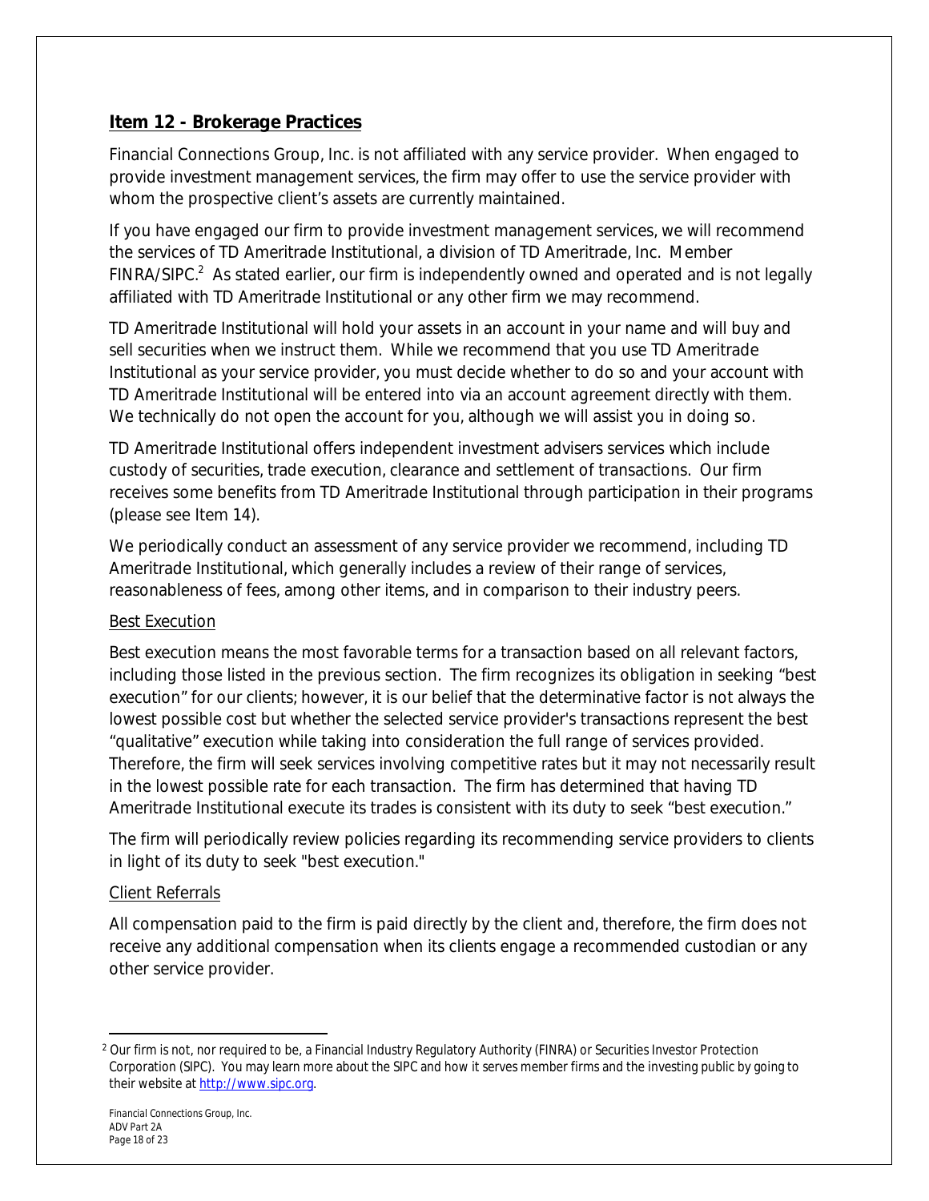## Item 12 - Brokerage Practices

Financial Connections Group, Inc. is not affiliated with any service provider. When engaged to provide investment management services, the firm may offer to use the service provider with whom the prospective client's assets are currently maintained.

If you have engaged our firm to provide investment management services, we will recommend the services of TD Ameritrade Institutional, a division of TD Ameritrade, Inc. Member FINRA/SIPC.[2] As stated earlier, our firm is independently owned and operated and is not legally affiliated with TD Ameritrade Institutional or any other firm we may recommend.

TD Ameritrade Institutional will hold your assets in an account in your name and will buy and sell securities when we instruct them. While we recommend that you use TD Ameritrade Institutional as your service provider, you must decide whether to do so and your account with TD Ameritrade Institutional will be entered into via an account agreement directly with them. We technically do not open the account for you, although we will assist you in doing so.

TD Ameritrade Institutional offers independent investment advisers services which include custody of securities, trade execution, clearance and settlement of transactions. Our firm receives some benefits from TD Ameritrade Institutional through participation in their programs (please see Item 14).

We periodically conduct an assessment of any service provider we recommend, including TD Ameritrade Institutional, which generally includes a review of their range of services, reasonableness of fees, among other items, and in comparison to their industry peers.

### Best Execution

Best execution means the most favorable terms for a transaction based on all relevant factors, including those listed in the previous section. The firm recognizes its obligation in seeking "best execution" for our clients; however, it is our belief that the determinative factor is not always the lowest possible cost but whether the selected service provider's transactions represent the best "qualitative" execution while taking into consideration the full range of services provided. Therefore, the firm will seek services involving competitive rates but it may not necessarily result in the lowest possible rate for each transaction. The firm has determined that having TD Ameritrade Institutional execute its trades is consistent with its duty to seek "best execution."

The firm will periodically review policies regarding its recommending service providers to clients in light of its duty to seek "best execution."

### Client Referrals

All compensation paid to the firm is paid directly by the client and, therefore, the firm does not receive any additional compensation when its clients engage a recommended custodian or any other service provider.

---

[2] Our firm is not, nor required to be, a Financial Industry Regulatory Authority (FINRA) or Securities Investor Protection Corporation (SIPC). You may learn more about the SIPC and how it serves member firms and the investing public by going to their website at http://www.sipc.org.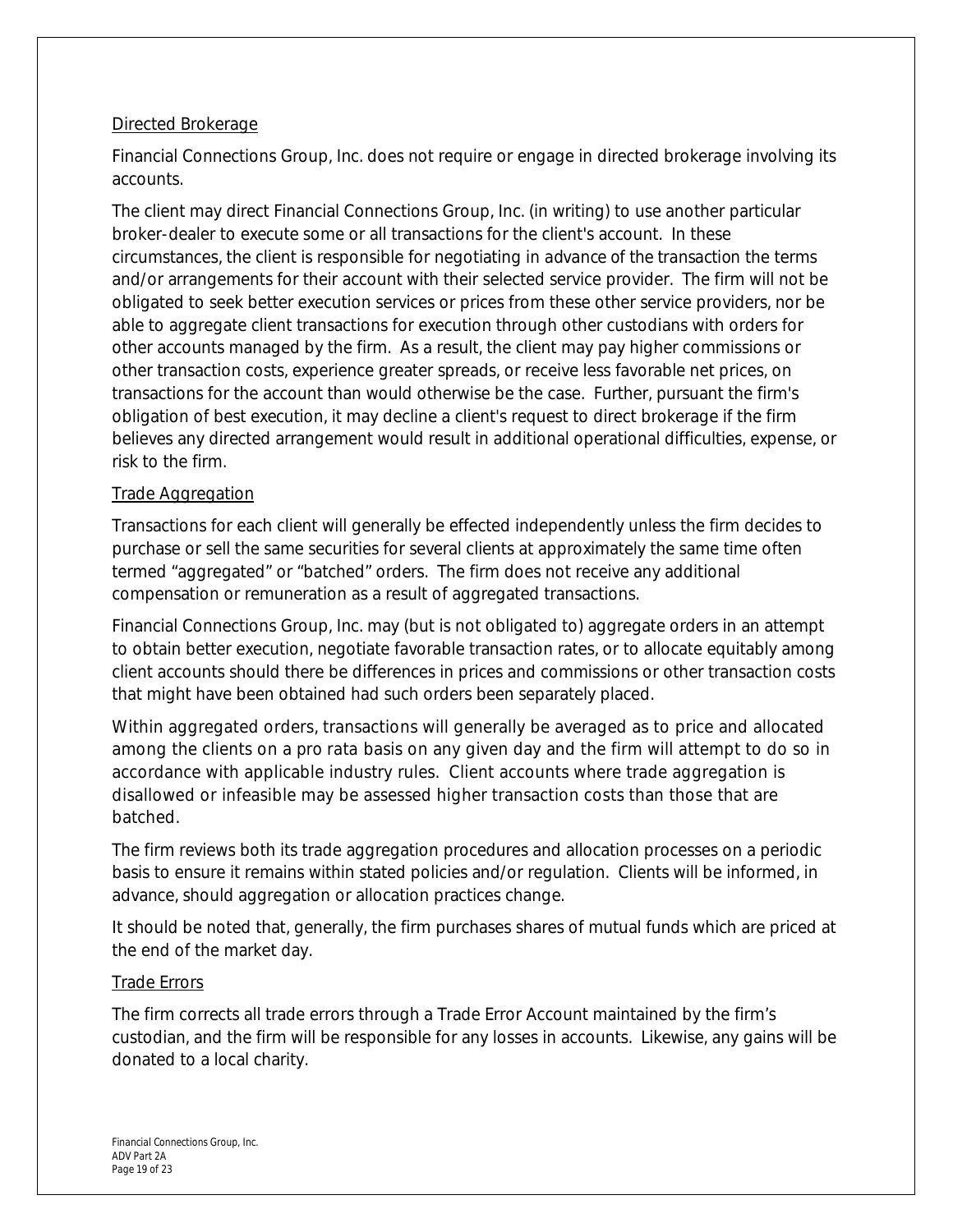### Directed Brokerage

Financial Connections Group, Inc. does not require or engage in directed brokerage involving its accounts.

The client may direct Financial Connections Group, Inc. (in writing) to use another particular broker-dealer to execute some or all transactions for the client's account. In these circumstances, the client is responsible for negotiating in advance of the transaction the terms and/or arrangements for their account with their selected service provider. The firm will not be obligated to seek better execution services or prices from these other service providers, nor be able to aggregate client transactions for execution through other custodians with orders for other accounts managed by the firm. As a result, the client may pay higher commissions or other transaction costs, experience greater spreads, or receive less favorable net prices, on transactions for the account than would otherwise be the case. Further, pursuant the firm's obligation of best execution, it may decline a client's request to direct brokerage if the firm believes any directed arrangement would result in additional operational difficulties, expense, or risk to the firm.

### Trade Aggregation

Transactions for each client will generally be effected independently unless the firm decides to purchase or sell the same securities for several clients at approximately the same time often termed "aggregated" or "batched" orders. The firm does not receive any additional compensation or remuneration as a result of aggregated transactions.

Financial Connections Group, Inc. may (but is not obligated to) aggregate orders in an attempt to obtain better execution, negotiate favorable transaction rates, or to allocate equitably among client accounts should there be differences in prices and commissions or other transaction costs that might have been obtained had such orders been separately placed.

Within aggregated orders, transactions will generally be averaged as to price and allocated among the clients on a pro rata basis on any given day and the firm will attempt to do so in accordance with applicable industry rules. Client accounts where trade aggregation is disallowed or infeasible may be assessed higher transaction costs than those that are batched.

The firm reviews both its trade aggregation procedures and allocation processes on a periodic basis to ensure it remains within stated policies and/or regulation. Clients will be informed, in advance, should aggregation or allocation practices change.

It should be noted that, generally, the firm purchases shares of mutual funds which are priced at the end of the market day.

### Trade Errors

The firm corrects all trade errors through a Trade Error Account maintained by the firm's custodian, and the firm will be responsible for any losses in accounts. Likewise, any gains will be donated to a local charity.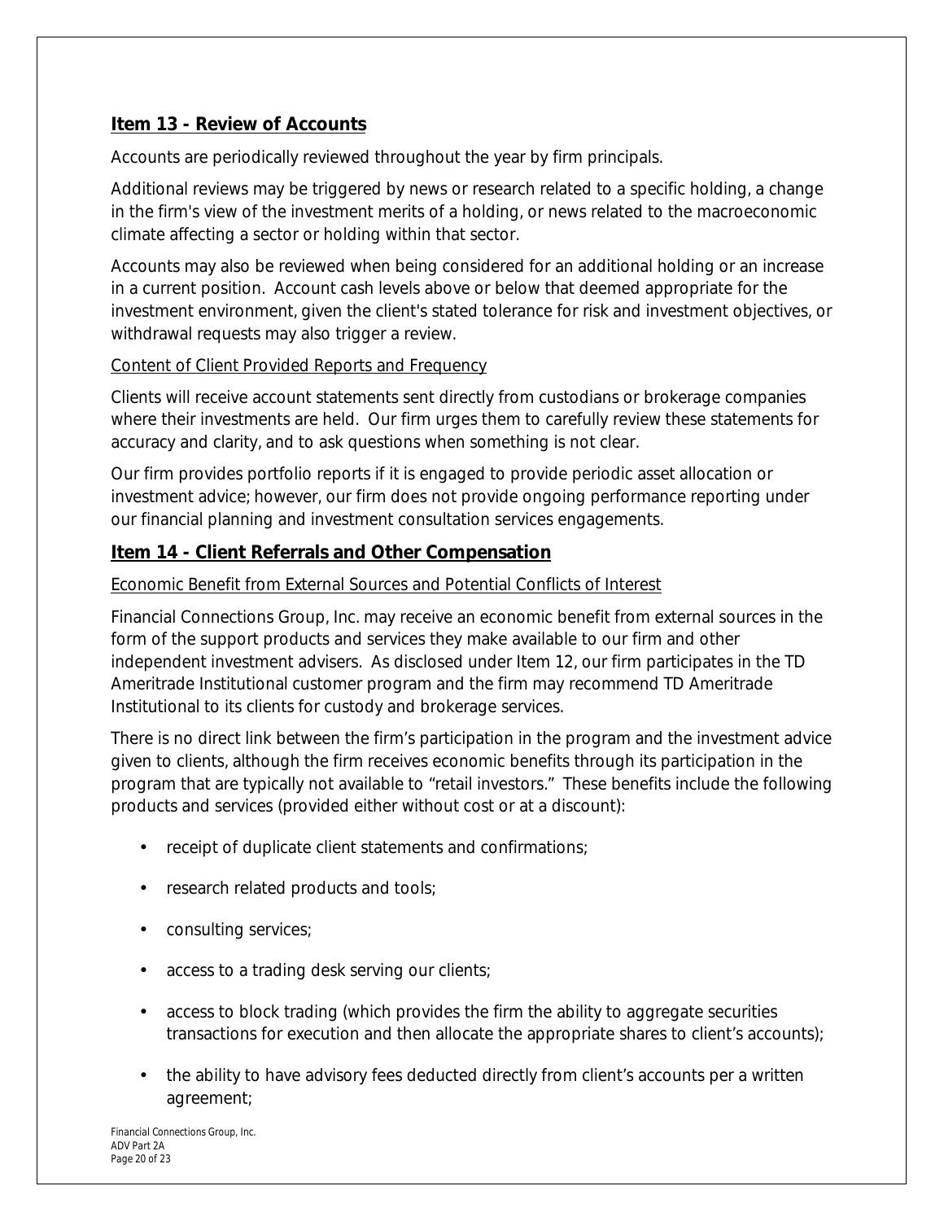## Item 13 - Review of Accounts

Accounts are periodically reviewed throughout the year by firm principals.

Additional reviews may be triggered by news or research related to a specific holding, a change in the firm's view of the investment merits of a holding, or news related to the macroeconomic climate affecting a sector or holding within that sector.

Accounts may also be reviewed when being considered for an additional holding or an increase in a current position. Account cash levels above or below that deemed appropriate for the investment environment, given the client's stated tolerance for risk and investment objectives, or withdrawal requests may also trigger a review.

### Content of Client Provided Reports and Frequency

Clients will receive account statements sent directly from custodians or brokerage companies where their investments are held. Our firm urges them to carefully review these statements for accuracy and clarity, and to ask questions when something is not clear.

Our firm provides portfolio reports if it is engaged to provide periodic asset allocation or investment advice; however, our firm does not provide ongoing performance reporting under our financial planning and investment consultation services engagements.

## Item 14 - Client Referrals and Other Compensation

### Economic Benefit from External Sources and Potential Conflicts of Interest

Financial Connections Group, Inc. may receive an economic benefit from external sources in the form of the support products and services they make available to our firm and other independent investment advisers. As disclosed under Item 12, our firm participates in the TD Ameritrade Institutional customer program and the firm may recommend TD Ameritrade Institutional to its clients for custody and brokerage services.

There is no direct link between the firm's participation in the program and the investment advice given to clients, although the firm receives economic benefits through its participation in the program that are typically not available to "retail investors." These benefits include the following products and services (provided either without cost or at a discount):

- receipt of duplicate client statements and confirmations;
- research related products and tools;
- consulting services;
- access to a trading desk serving our clients;
- access to block trading (which provides the firm the ability to aggregate securities transactions for execution and then allocate the appropriate shares to client's accounts);
- the ability to have advisory fees deducted directly from client's accounts per a written agreement;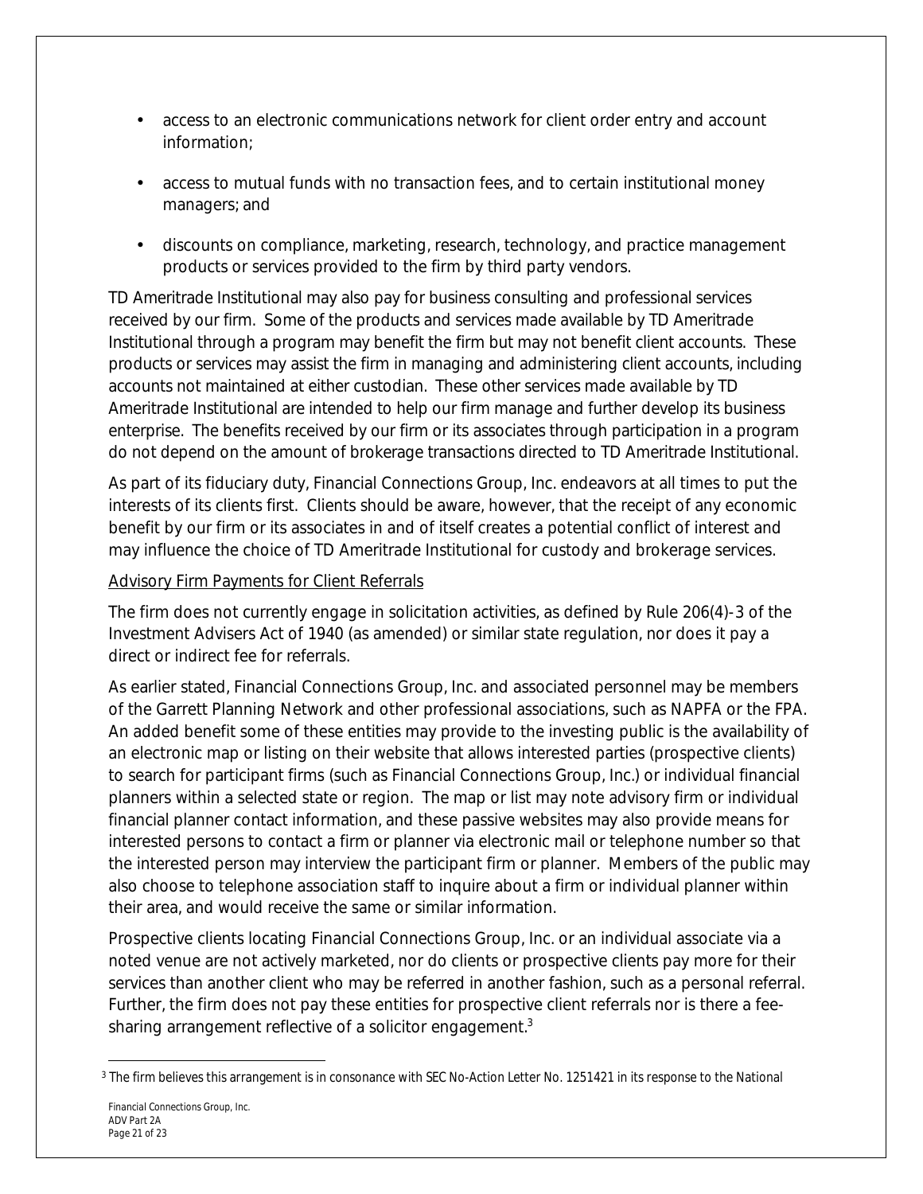- access to an electronic communications network for client order entry and account information;
- access to mutual funds with no transaction fees, and to certain institutional money managers; and
- discounts on compliance, marketing, research, technology, and practice management products or services provided to the firm by third party vendors.

TD Ameritrade Institutional may also pay for business consulting and professional services received by our firm. Some of the products and services made available by TD Ameritrade Institutional through a program may benefit the firm but may not benefit client accounts. These products or services may assist the firm in managing and administering client accounts, including accounts not maintained at either custodian. These other services made available by TD Ameritrade Institutional are intended to help our firm manage and further develop its business enterprise. The benefits received by our firm or its associates through participation in a program do not depend on the amount of brokerage transactions directed to TD Ameritrade Institutional.

As part of its fiduciary duty, Financial Connections Group, Inc. endeavors at all times to put the interests of its clients first. Clients should be aware, however, that the receipt of any economic benefit by our firm or its associates in and of itself creates a potential conflict of interest and may influence the choice of TD Ameritrade Institutional for custody and brokerage services.

<u>Advisory Firm Payments for Client Referrals</u>

The firm does not currently engage in solicitation activities, as defined by Rule 206(4)-3 of the Investment Advisers Act of 1940 (as amended) or similar state regulation, nor does it pay a direct or indirect fee for referrals.

As earlier stated, Financial Connections Group, Inc. and associated personnel may be members of the Garrett Planning Network and other professional associations, such as NAPFA or the FPA. An added benefit some of these entities may provide to the investing public is the availability of an electronic map or listing on their website that allows interested parties (prospective clients) to search for participant firms (such as Financial Connections Group, Inc.) or individual financial planners within a selected state or region. The map or list may note advisory firm or individual financial planner contact information, and these passive websites may also provide means for interested persons to contact a firm or planner via electronic mail or telephone number so that the interested person may interview the participant firm or planner. Members of the public may also choose to telephone association staff to inquire about a firm or individual planner within their area, and would receive the same or similar information.

Prospective clients locating Financial Connections Group, Inc. or an individual associate via a noted venue are not actively marketed, nor do clients or prospective clients pay more for their services than another client who may be referred in another fashion, such as a personal referral. Further, the firm does not pay these entities for prospective client referrals nor is there a fee-sharing arrangement reflective of a solicitor engagement.[3]

[3] The firm believes this arrangement is in consonance with SEC No-Action Letter No. 1251421 in its response to the National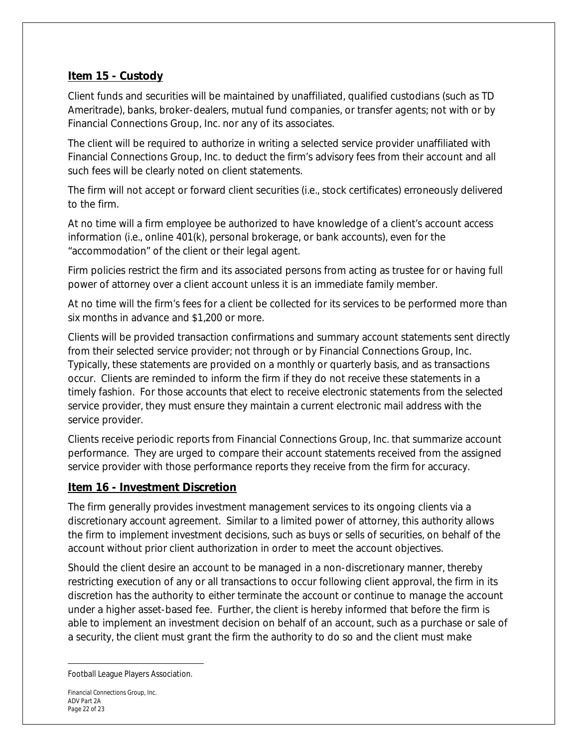## Item 15 - Custody

Client funds and securities will be maintained by unaffiliated, qualified custodians (such as TD Ameritrade), banks, broker-dealers, mutual fund companies, or transfer agents; not with or by Financial Connections Group, Inc. nor any of its associates.

The client will be required to authorize in writing a selected service provider unaffiliated with Financial Connections Group, Inc. to deduct the firm's advisory fees from their account and all such fees will be clearly noted on client statements.

The firm will not accept or forward client securities (i.e., stock certificates) erroneously delivered to the firm.

At no time will a firm employee be authorized to have knowledge of a client's account access information (i.e., online 401(k), personal brokerage, or bank accounts), even for the "accommodation" of the client or their legal agent.

Firm policies restrict the firm and its associated persons from acting as trustee for or having full power of attorney over a client account unless it is an immediate family member.

At no time will the firm's fees for a client be collected for its services to be performed more than six months in advance and $1,200 or more.

Clients will be provided transaction confirmations and summary account statements sent directly from their selected service provider; not through or by Financial Connections Group, Inc. Typically, these statements are provided on a monthly or quarterly basis, and as transactions occur. Clients are reminded to inform the firm if they do not receive these statements in a timely fashion. For those accounts that elect to receive electronic statements from the selected service provider, they must ensure they maintain a current electronic mail address with the service provider.

Clients receive periodic reports from Financial Connections Group, Inc. that summarize account performance. They are urged to compare their account statements received from the assigned service provider with those performance reports they receive from the firm for accuracy.

## Item 16 - Investment Discretion

The firm generally provides investment management services to its ongoing clients via a discretionary account agreement. Similar to a limited power of attorney, this authority allows the firm to implement investment decisions, such as buys or sells of securities, on behalf of the account without prior client authorization in order to meet the account objectives.

Should the client desire an account to be managed in a non-discretionary manner, thereby restricting execution of any or all transactions to occur following client approval, the firm in its discretion has the authority to either terminate the account or continue to manage the account under a higher asset-based fee. Further, the client is hereby informed that before the firm is able to implement an investment decision on behalf of an account, such as a purchase or sale of a security, the client must grant the firm the authority to do so and the client must make

Football League Players Association.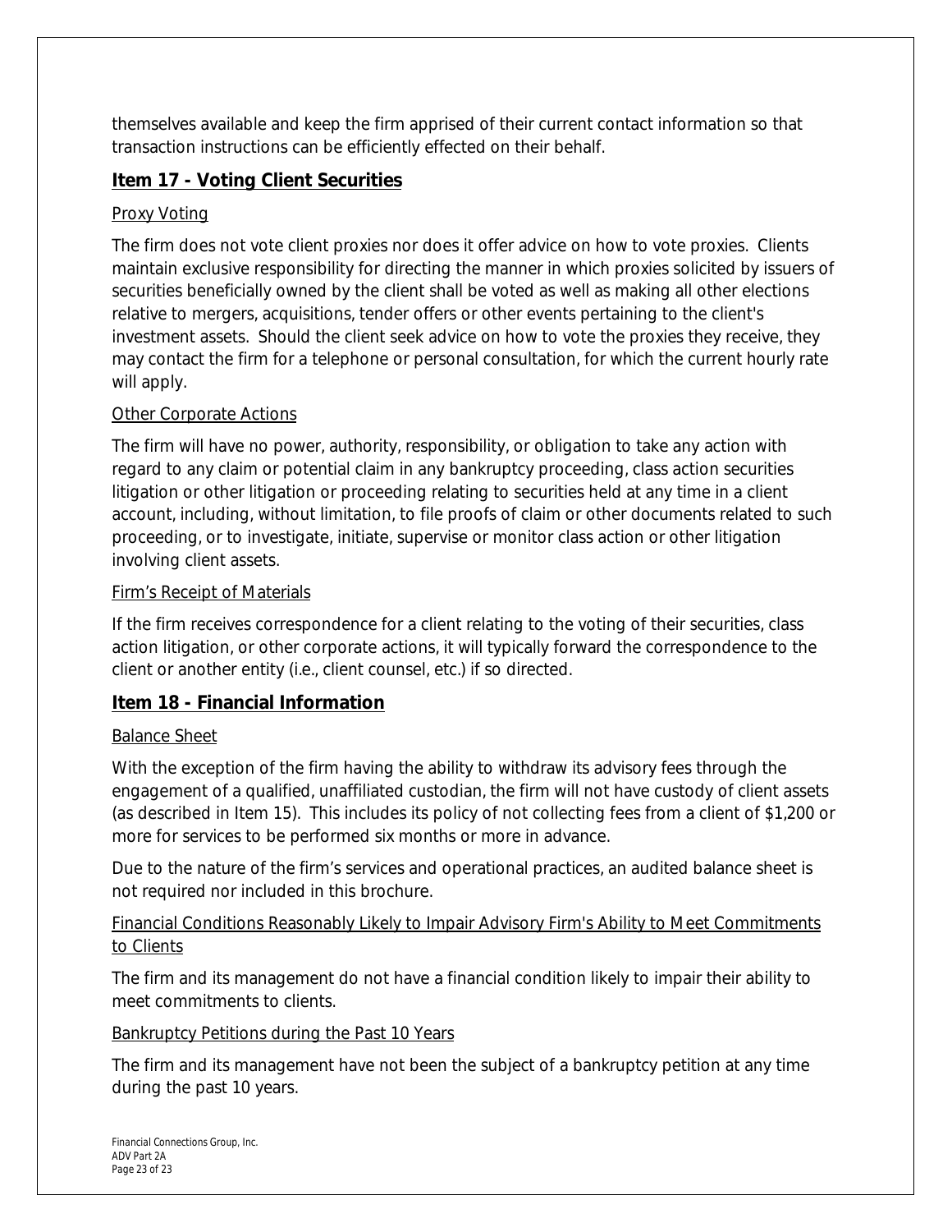themselves available and keep the firm apprised of their current contact information so that transaction instructions can be efficiently effected on their behalf.

## Item 17 - Voting Client Securities

### Proxy Voting

The firm does not vote client proxies nor does it offer advice on how to vote proxies. Clients maintain exclusive responsibility for directing the manner in which proxies solicited by issuers of securities beneficially owned by the client shall be voted as well as making all other elections relative to mergers, acquisitions, tender offers or other events pertaining to the client's investment assets. Should the client seek advice on how to vote the proxies they receive, they may contact the firm for a telephone or personal consultation, for which the current hourly rate will apply.

### Other Corporate Actions

The firm will have no power, authority, responsibility, or obligation to take any action with regard to any claim or potential claim in any bankruptcy proceeding, class action securities litigation or other litigation or proceeding relating to securities held at any time in a client account, including, without limitation, to file proofs of claim or other documents related to such proceeding, or to investigate, initiate, supervise or monitor class action or other litigation involving client assets.

### Firm's Receipt of Materials

If the firm receives correspondence for a client relating to the voting of their securities, class action litigation, or other corporate actions, it will typically forward the correspondence to the client or another entity (i.e., client counsel, etc.) if so directed.

## Item 18 - Financial Information

### Balance Sheet

With the exception of the firm having the ability to withdraw its advisory fees through the engagement of a qualified, unaffiliated custodian, the firm will not have custody of client assets (as described in Item 15). This includes its policy of not collecting fees from a client of $1,200 or more for services to be performed six months or more in advance.

Due to the nature of the firm's services and operational practices, an audited balance sheet is not required nor included in this brochure.

### Financial Conditions Reasonably Likely to Impair Advisory Firm's Ability to Meet Commitments to Clients

The firm and its management do not have a financial condition likely to impair their ability to meet commitments to clients.

### Bankruptcy Petitions during the Past 10 Years

The firm and its management have not been the subject of a bankruptcy petition at any time during the past 10 years.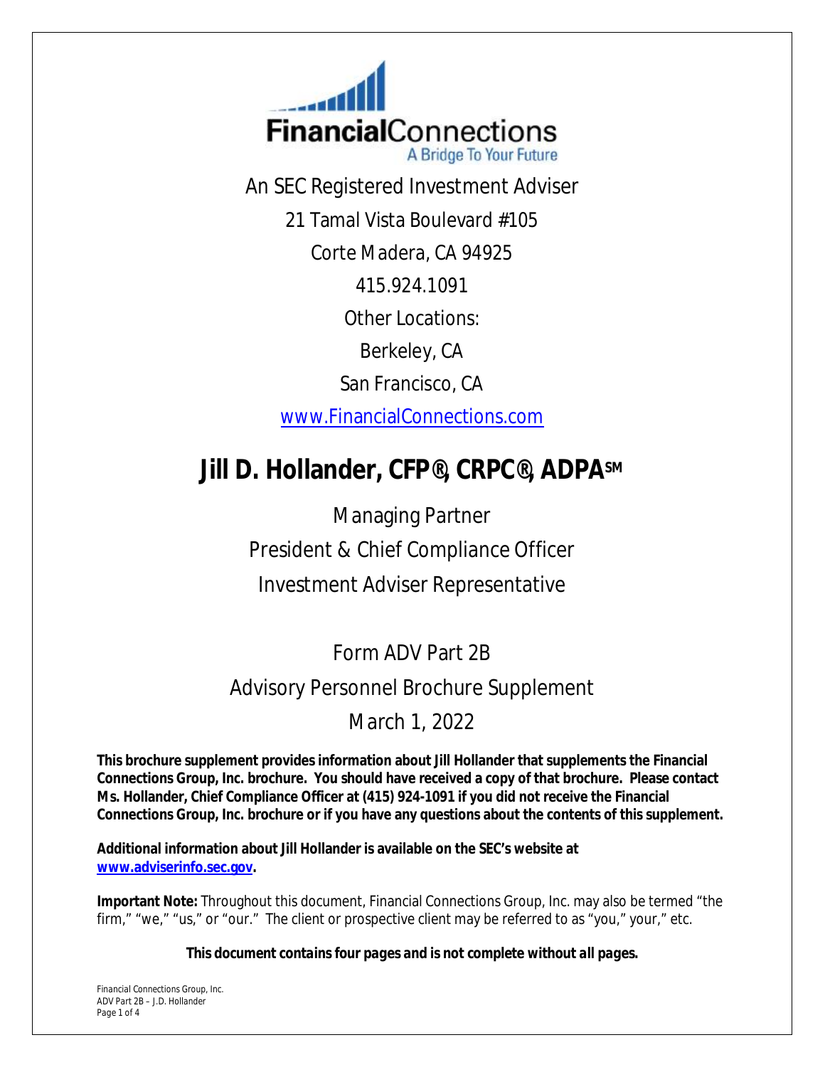FinancialConnections

A Bridge To Your Future

An SEC Registered Investment Adviser

21 Tamal Vista Boulevard #105

Corte Madera, CA 94925

415.924.1091

Other Locations:

Berkeley, CA

San Francisco, CA

www.FinancialConnections.com

# Jill D. Hollander, CFP®, CRPC®, ADPA℠

Managing Partner

President & Chief Compliance Officer

Investment Adviser Representative

Form ADV Part 2B

Advisory Personnel Brochure Supplement

March 1, 2022

**This brochure supplement provides information about Jill Hollander that supplements the Financial Connections Group, Inc. brochure. You should have received a copy of that brochure. Please contact Ms. Hollander, Chief Compliance Officer at (415) 924-1091 if you did not receive the Financial Connections Group, Inc. brochure or if you have any questions about the contents of this supplement.**

**Additional information about Jill Hollander is available on the SEC's website at www.adviserinfo.sec.gov.**

**Important Note:** Throughout this document, Financial Connections Group, Inc. may also be termed "the firm," "we," "us," or "our." The client or prospective client may be referred to as "you," your," etc.

***This document contains four pages and is not complete without all pages.***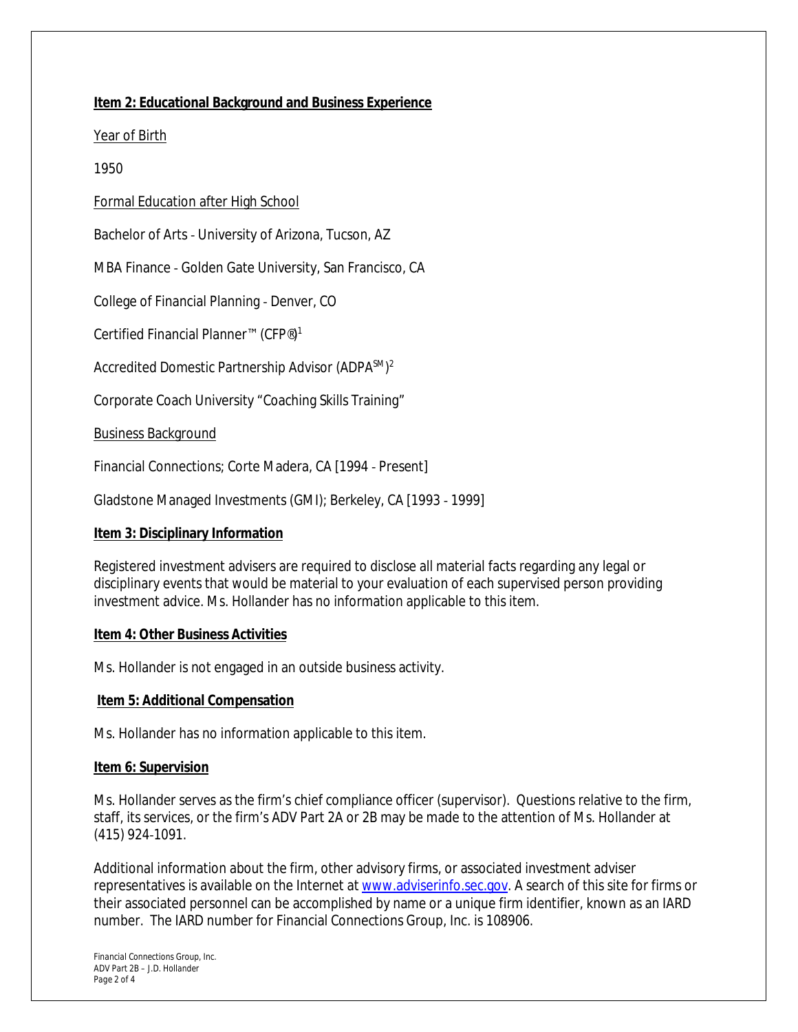**Item 2: Educational Background and Business Experience**

Year of Birth

1950

Formal Education after High School

Bachelor of Arts - University of Arizona, Tucson, AZ

MBA Finance - Golden Gate University, San Francisco, CA

College of Financial Planning - Denver, CO

Certified Financial Planner™ (CFP®)[1]

Accredited Domestic Partnership Advisor (ADPA℠)[2]

Corporate Coach University "Coaching Skills Training"

Business Background

Financial Connections; Corte Madera, CA [1994 - Present]

Gladstone Managed Investments (GMI); Berkeley, CA [1993 - 1999]

**Item 3: Disciplinary Information**

Registered investment advisers are required to disclose all material facts regarding any legal or disciplinary events that would be material to your evaluation of each supervised person providing investment advice. Ms. Hollander has no information applicable to this item.

**Item 4: Other Business Activities**

Ms. Hollander is not engaged in an outside business activity.

**Item 5: Additional Compensation**

Ms. Hollander has no information applicable to this item.

**Item 6: Supervision**

Ms. Hollander serves as the firm's chief compliance officer (supervisor). Questions relative to the firm, staff, its services, or the firm's ADV Part 2A or 2B may be made to the attention of Ms. Hollander at (415) 924-1091.

Additional information about the firm, other advisory firms, or associated investment adviser representatives is available on the Internet at www.adviserinfo.sec.gov. A search of this site for firms or their associated personnel can be accomplished by name or a unique firm identifier, known as an IARD number. The IARD number for Financial Connections Group, Inc. is 108906.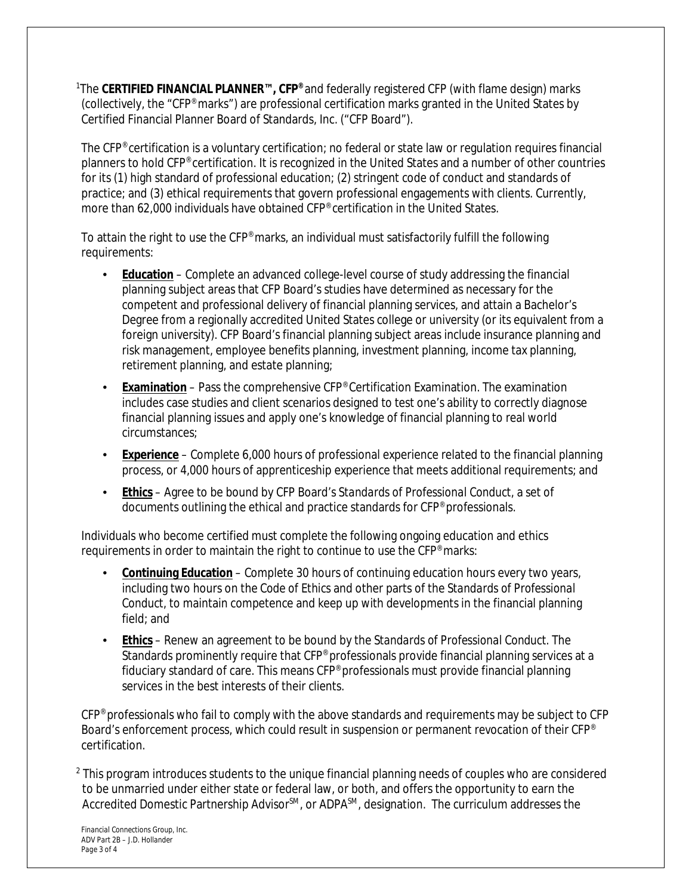[1]The **CERTIFIED FINANCIAL PLANNER™, CFP®** and federally registered CFP (with flame design) marks (collectively, the "CFP® marks") are professional certification marks granted in the United States by Certified Financial Planner Board of Standards, Inc. ("CFP Board").

The CFP® certification is a voluntary certification; no federal or state law or regulation requires financial planners to hold CFP® certification. It is recognized in the United States and a number of other countries for its (1) high standard of professional education; (2) stringent code of conduct and standards of practice; and (3) ethical requirements that govern professional engagements with clients. Currently, more than 62,000 individuals have obtained CFP® certification in the United States.

To attain the right to use the CFP® marks, an individual must satisfactorily fulfill the following requirements:

- **Education** – Complete an advanced college-level course of study addressing the financial planning subject areas that CFP Board's studies have determined as necessary for the competent and professional delivery of financial planning services, and attain a Bachelor's Degree from a regionally accredited United States college or university (or its equivalent from a foreign university). CFP Board's financial planning subject areas include insurance planning and risk management, employee benefits planning, investment planning, income tax planning, retirement planning, and estate planning;
- **Examination** – Pass the comprehensive CFP® Certification Examination. The examination includes case studies and client scenarios designed to test one's ability to correctly diagnose financial planning issues and apply one's knowledge of financial planning to real world circumstances;
- **Experience** – Complete 6,000 hours of professional experience related to the financial planning process, or 4,000 hours of apprenticeship experience that meets additional requirements; and
- **Ethics** – Agree to be bound by CFP Board's *Standards of Professional Conduct*, a set of documents outlining the ethical and practice standards for CFP® professionals.

Individuals who become certified must complete the following ongoing education and ethics requirements in order to maintain the right to continue to use the CFP® marks:

- **Continuing Education** – Complete 30 hours of continuing education hours every two years, including two hours on the *Code of Ethics* and other parts of the *Standards of Professional Conduct*, to maintain competence and keep up with developments in the financial planning field; and
- **Ethics** – Renew an agreement to be bound by the *Standards of Professional Conduct*. The Standards prominently require that CFP® professionals provide financial planning services at a fiduciary standard of care. This means CFP® professionals must provide financial planning services in the best interests of their clients.

CFP® professionals who fail to comply with the above standards and requirements may be subject to CFP Board's enforcement process, which could result in suspension or permanent revocation of their CFP® certification.

[2] This program introduces students to the unique financial planning needs of couples who are considered to be unmarried under either state or federal law, or both, and offers the opportunity to earn the Accredited Domestic Partnership Advisor℠, or ADPA℠, designation. The curriculum addresses the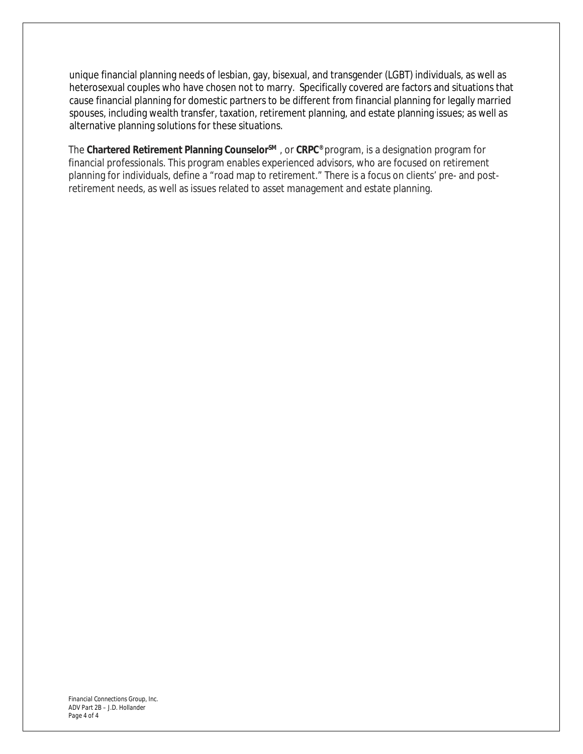unique financial planning needs of lesbian, gay, bisexual, and transgender (LGBT) individuals, as well as heterosexual couples who have chosen not to marry. Specifically covered are factors and situations that cause financial planning for domestic partners to be different from financial planning for legally married spouses, including wealth transfer, taxation, retirement planning, and estate planning issues; as well as alternative planning solutions for these situations.

The **Chartered Retirement Planning Counselor℠**, or **CRPC®** program, is a designation program for financial professionals. This program enables experienced advisors, who are focused on retirement planning for individuals, define a "road map to retirement." There is a focus on clients' pre- and post-retirement needs, as well as issues related to asset management and estate planning.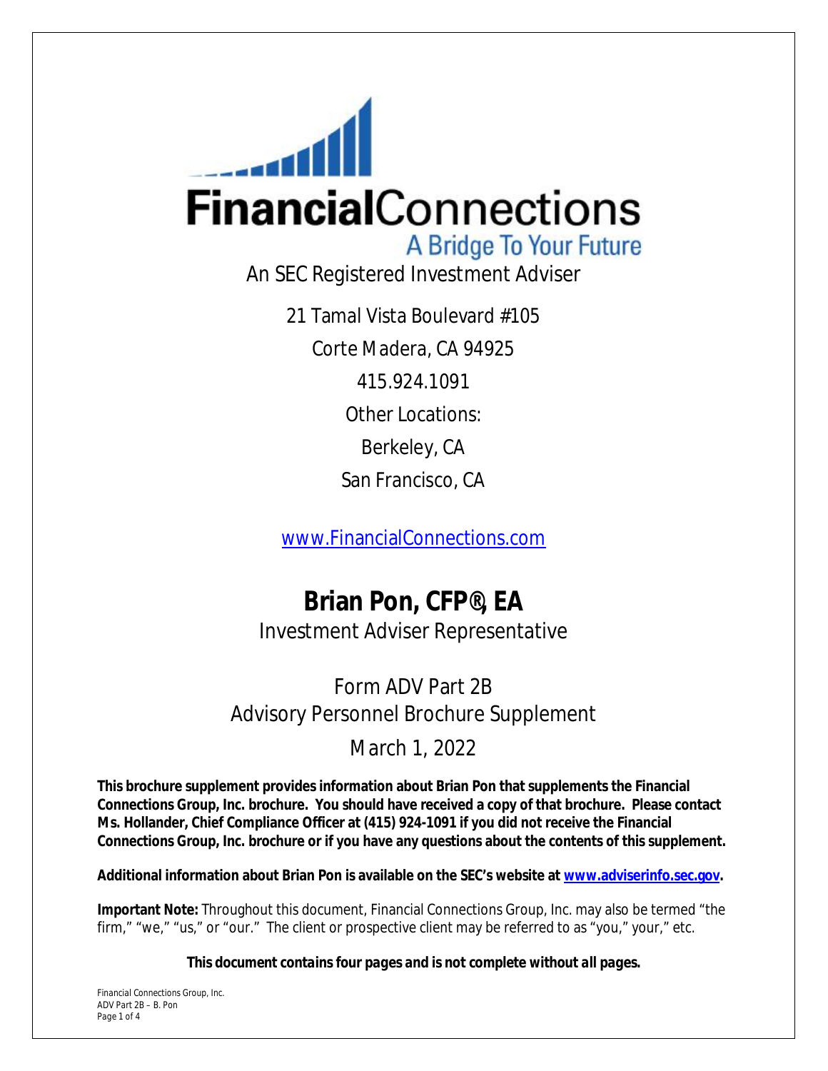# FinancialConnections

A Bridge To Your Future

An SEC Registered Investment Adviser

21 Tamal Vista Boulevard #105

Corte Madera, CA 94925

415.924.1091

Other Locations:

Berkeley, CA

San Francisco, CA

www.FinancialConnections.com

## Brian Pon, CFP®, EA

Investment Adviser Representative

Form ADV Part 2B
Advisory Personnel Brochure Supplement

March 1, 2022

**This brochure supplement provides information about Brian Pon that supplements the Financial Connections Group, Inc. brochure. You should have received a copy of that brochure. Please contact Ms. Hollander, Chief Compliance Officer at (415) 924-1091 if you did not receive the Financial Connections Group, Inc. brochure or if you have any questions about the contents of this supplement.**

**Additional information about Brian Pon is available on the SEC's website at www.adviserinfo.sec.gov.**

**Important Note:** Throughout this document, Financial Connections Group, Inc. may also be termed "the firm," "we," "us," or "our." The client or prospective client may be referred to as "you," your," etc.

***This document contains four pages and is not complete without all pages.***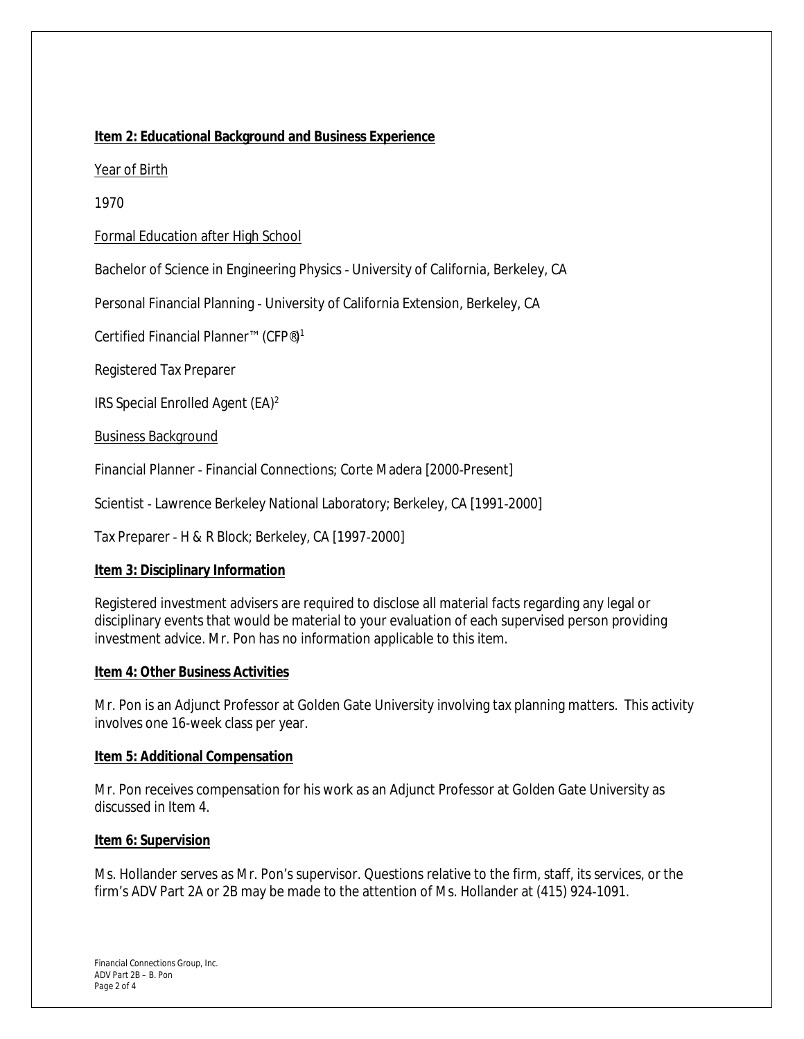**Item 2: Educational Background and Business Experience**

Year of Birth

1970

Formal Education after High School

Bachelor of Science in Engineering Physics - University of California, Berkeley, CA

Personal Financial Planning - University of California Extension, Berkeley, CA

Certified Financial Planner™ (CFP®)[1]

Registered Tax Preparer

IRS Special Enrolled Agent (EA)[2]

Business Background

Financial Planner - Financial Connections; Corte Madera [2000-Present]

Scientist - Lawrence Berkeley National Laboratory; Berkeley, CA [1991-2000]

Tax Preparer - H & R Block; Berkeley, CA [1997-2000]

**Item 3: Disciplinary Information**

Registered investment advisers are required to disclose all material facts regarding any legal or disciplinary events that would be material to your evaluation of each supervised person providing investment advice. Mr. Pon has no information applicable to this item.

**Item 4: Other Business Activities**

Mr. Pon is an Adjunct Professor at Golden Gate University involving tax planning matters. This activity involves one 16-week class per year.

**Item 5: Additional Compensation**

Mr. Pon receives compensation for his work as an Adjunct Professor at Golden Gate University as discussed in Item 4.

**Item 6: Supervision**

Ms. Hollander serves as Mr. Pon's supervisor. Questions relative to the firm, staff, its services, or the firm's ADV Part 2A or 2B may be made to the attention of Ms. Hollander at (415) 924-1091.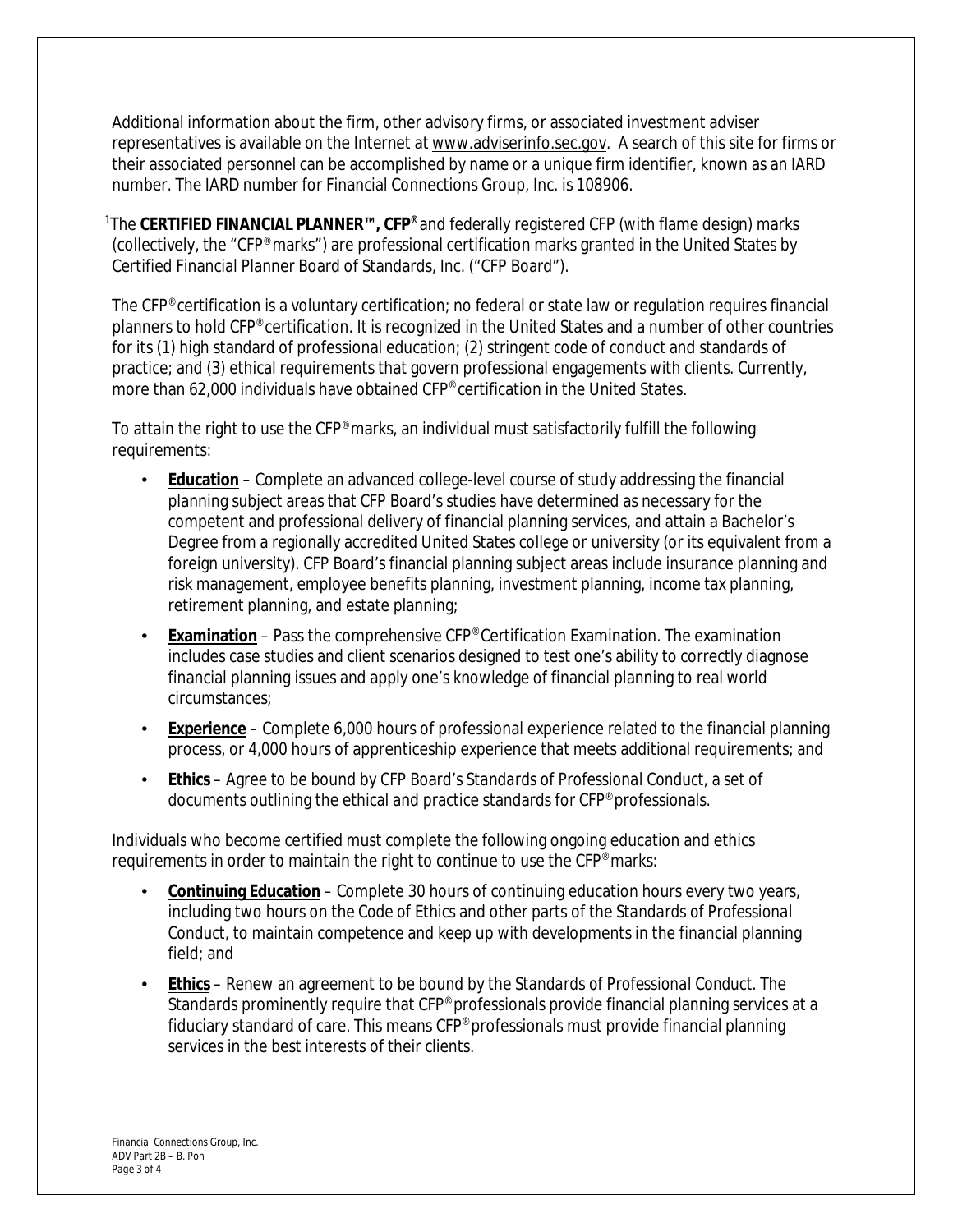Additional information about the firm, other advisory firms, or associated investment adviser representatives is available on the Internet at www.adviserinfo.sec.gov. A search of this site for firms or their associated personnel can be accomplished by name or a unique firm identifier, known as an IARD number. The IARD number for Financial Connections Group, Inc. is 108906.

[1]The **CERTIFIED FINANCIAL PLANNER™, CFP®** and federally registered CFP (with flame design) marks (collectively, the "CFP® marks") are professional certification marks granted in the United States by Certified Financial Planner Board of Standards, Inc. ("CFP Board").

The CFP® certification is a voluntary certification; no federal or state law or regulation requires financial planners to hold CFP® certification. It is recognized in the United States and a number of other countries for its (1) high standard of professional education; (2) stringent code of conduct and standards of practice; and (3) ethical requirements that govern professional engagements with clients. Currently, more than 62,000 individuals have obtained CFP® certification in the United States.

To attain the right to use the CFP® marks, an individual must satisfactorily fulfill the following requirements:

- **Education** – Complete an advanced college-level course of study addressing the financial planning subject areas that CFP Board's studies have determined as necessary for the competent and professional delivery of financial planning services, and attain a Bachelor's Degree from a regionally accredited United States college or university (or its equivalent from a foreign university). CFP Board's financial planning subject areas include insurance planning and risk management, employee benefits planning, investment planning, income tax planning, retirement planning, and estate planning;
- **Examination** – Pass the comprehensive CFP® Certification Examination. The examination includes case studies and client scenarios designed to test one's ability to correctly diagnose financial planning issues and apply one's knowledge of financial planning to real world circumstances;
- **Experience** – Complete 6,000 hours of professional experience related to the financial planning process, or 4,000 hours of apprenticeship experience that meets additional requirements; and
- **Ethics** – Agree to be bound by CFP Board's *Standards of Professional Conduct*, a set of documents outlining the ethical and practice standards for CFP® professionals.

Individuals who become certified must complete the following ongoing education and ethics requirements in order to maintain the right to continue to use the CFP® marks:

- **Continuing Education** – Complete 30 hours of continuing education hours every two years, including two hours on the *Code of Ethics* and other parts of the *Standards of Professional Conduct*, to maintain competence and keep up with developments in the financial planning field; and
- **Ethics** – Renew an agreement to be bound by the *Standards of Professional Conduct*. The Standards prominently require that CFP® professionals provide financial planning services at a fiduciary standard of care. This means CFP® professionals must provide financial planning services in the best interests of their clients.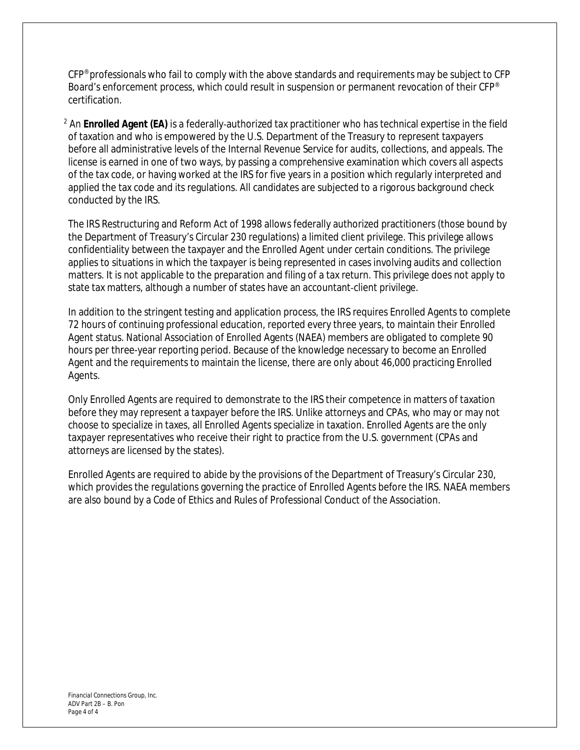CFP® professionals who fail to comply with the above standards and requirements may be subject to CFP Board's enforcement process, which could result in suspension or permanent revocation of their CFP® certification.

[2] An **Enrolled Agent (EA)** is a federally-authorized tax practitioner who has technical expertise in the field of taxation and who is empowered by the U.S. Department of the Treasury to represent taxpayers before all administrative levels of the Internal Revenue Service for audits, collections, and appeals. The license is earned in one of two ways, by passing a comprehensive examination which covers all aspects of the tax code, or having worked at the IRS for five years in a position which regularly interpreted and applied the tax code and its regulations. All candidates are subjected to a rigorous background check conducted by the IRS.

The IRS Restructuring and Reform Act of 1998 allows federally authorized practitioners (those bound by the Department of Treasury's Circular 230 regulations) a limited client privilege. This privilege allows confidentiality between the taxpayer and the Enrolled Agent under certain conditions. The privilege applies to situations in which the taxpayer is being represented in cases involving audits and collection matters. It is not applicable to the preparation and filing of a tax return. This privilege does not apply to state tax matters, although a number of states have an accountant-client privilege.

In addition to the stringent testing and application process, the IRS requires Enrolled Agents to complete 72 hours of continuing professional education, reported every three years, to maintain their Enrolled Agent status. National Association of Enrolled Agents (NAEA) members are obligated to complete 90 hours per three-year reporting period. Because of the knowledge necessary to become an Enrolled Agent and the requirements to maintain the license, there are only about 46,000 practicing Enrolled Agents.

Only Enrolled Agents are required to demonstrate to the IRS their competence in matters of taxation before they may represent a taxpayer before the IRS. Unlike attorneys and CPAs, who may or may not choose to specialize in taxes, all Enrolled Agents specialize in taxation. Enrolled Agents are the only taxpayer representatives who receive their right to practice from the U.S. government (CPAs and attorneys are licensed by the states).

Enrolled Agents are required to abide by the provisions of the Department of Treasury's Circular 230, which provides the regulations governing the practice of Enrolled Agents before the IRS. NAEA members are also bound by a Code of Ethics and Rules of Professional Conduct of the Association.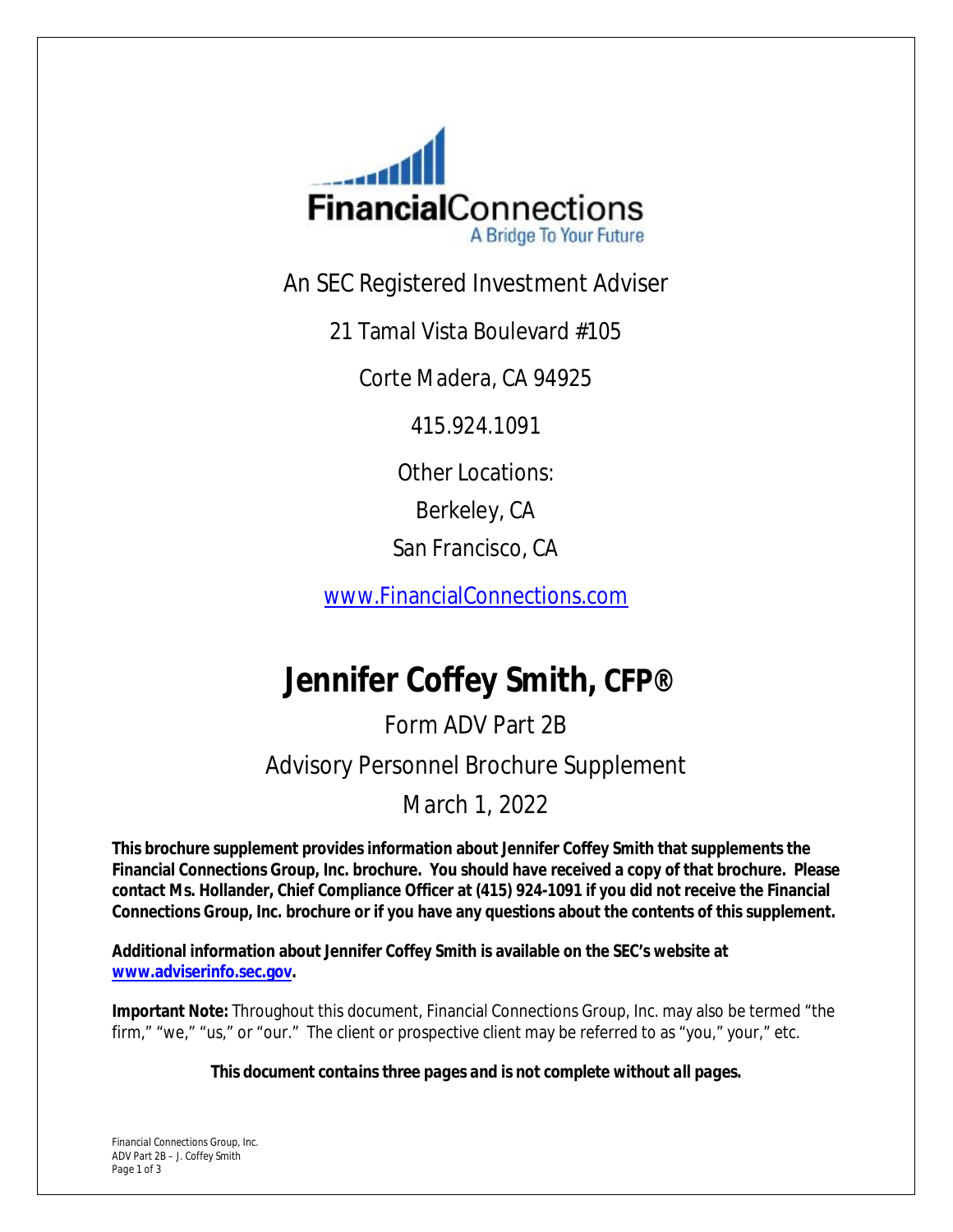FinancialConnections
A Bridge To Your Future

An SEC Registered Investment Adviser

21 Tamal Vista Boulevard #105

Corte Madera, CA 94925

415.924.1091

Other Locations:

Berkeley, CA

San Francisco, CA

www.FinancialConnections.com

# Jennifer Coffey Smith, CFP®

Form ADV Part 2B

Advisory Personnel Brochure Supplement

March 1, 2022

**This brochure supplement provides information about Jennifer Coffey Smith that supplements the Financial Connections Group, Inc. brochure. You should have received a copy of that brochure. Please contact Ms. Hollander, Chief Compliance Officer at (415) 924-1091 if you did not receive the Financial Connections Group, Inc. brochure or if you have any questions about the contents of this supplement.**

**Additional information about Jennifer Coffey Smith is available on the SEC's website at www.adviserinfo.sec.gov.**

**Important Note:** Throughout this document, Financial Connections Group, Inc. may also be termed "the firm," "we," "us," or "our." The client or prospective client may be referred to as "you," your," etc.

***This document contains three pages and is not complete without all pages.***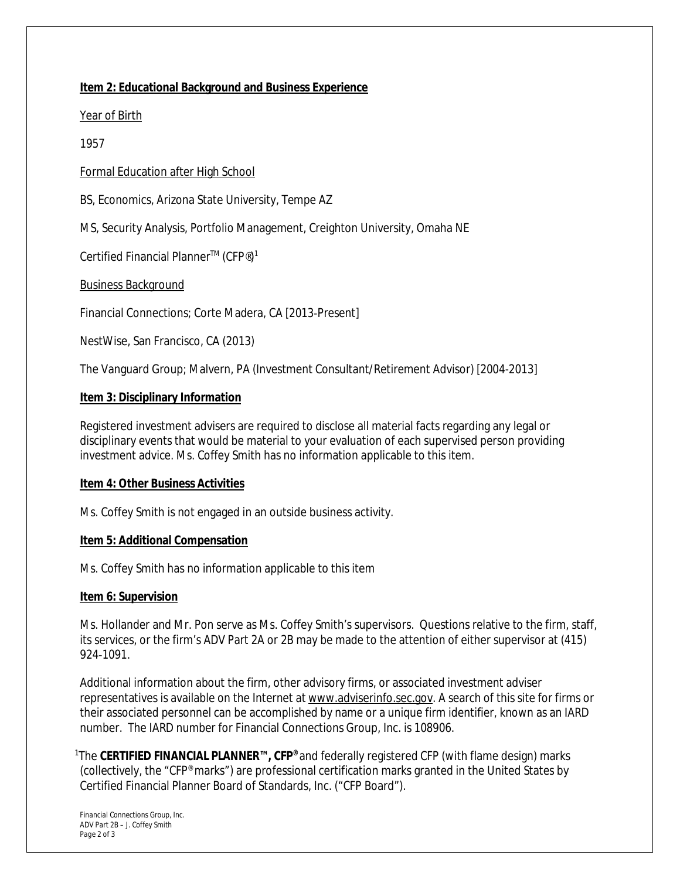**Item 2: Educational Background and Business Experience**

Year of Birth

1957

Formal Education after High School

BS, Economics, Arizona State University, Tempe AZ

MS, Security Analysis, Portfolio Management, Creighton University, Omaha NE

Certified Financial Planner™ (CFP®)[1]

Business Background

Financial Connections; Corte Madera, CA [2013-Present]

NestWise, San Francisco, CA (2013)

The Vanguard Group; Malvern, PA (Investment Consultant/Retirement Advisor) [2004-2013]

**Item 3: Disciplinary Information**

Registered investment advisers are required to disclose all material facts regarding any legal or disciplinary events that would be material to your evaluation of each supervised person providing investment advice. Ms. Coffey Smith has no information applicable to this item.

**Item 4: Other Business Activities**

Ms. Coffey Smith is not engaged in an outside business activity.

**Item 5: Additional Compensation**

Ms. Coffey Smith has no information applicable to this item

**Item 6: Supervision**

Ms. Hollander and Mr. Pon serve as Ms. Coffey Smith's supervisors. Questions relative to the firm, staff, its services, or the firm's ADV Part 2A or 2B may be made to the attention of either supervisor at (415) 924-1091.

Additional information about the firm, other advisory firms, or associated investment adviser representatives is available on the Internet at www.adviserinfo.sec.gov. A search of this site for firms or their associated personnel can be accomplished by name or a unique firm identifier, known as an IARD number. The IARD number for Financial Connections Group, Inc. is 108906.

[1]The **CERTIFIED FINANCIAL PLANNER™, CFP®** and federally registered CFP (with flame design) marks (collectively, the "CFP® marks") are professional certification marks granted in the United States by Certified Financial Planner Board of Standards, Inc. ("CFP Board").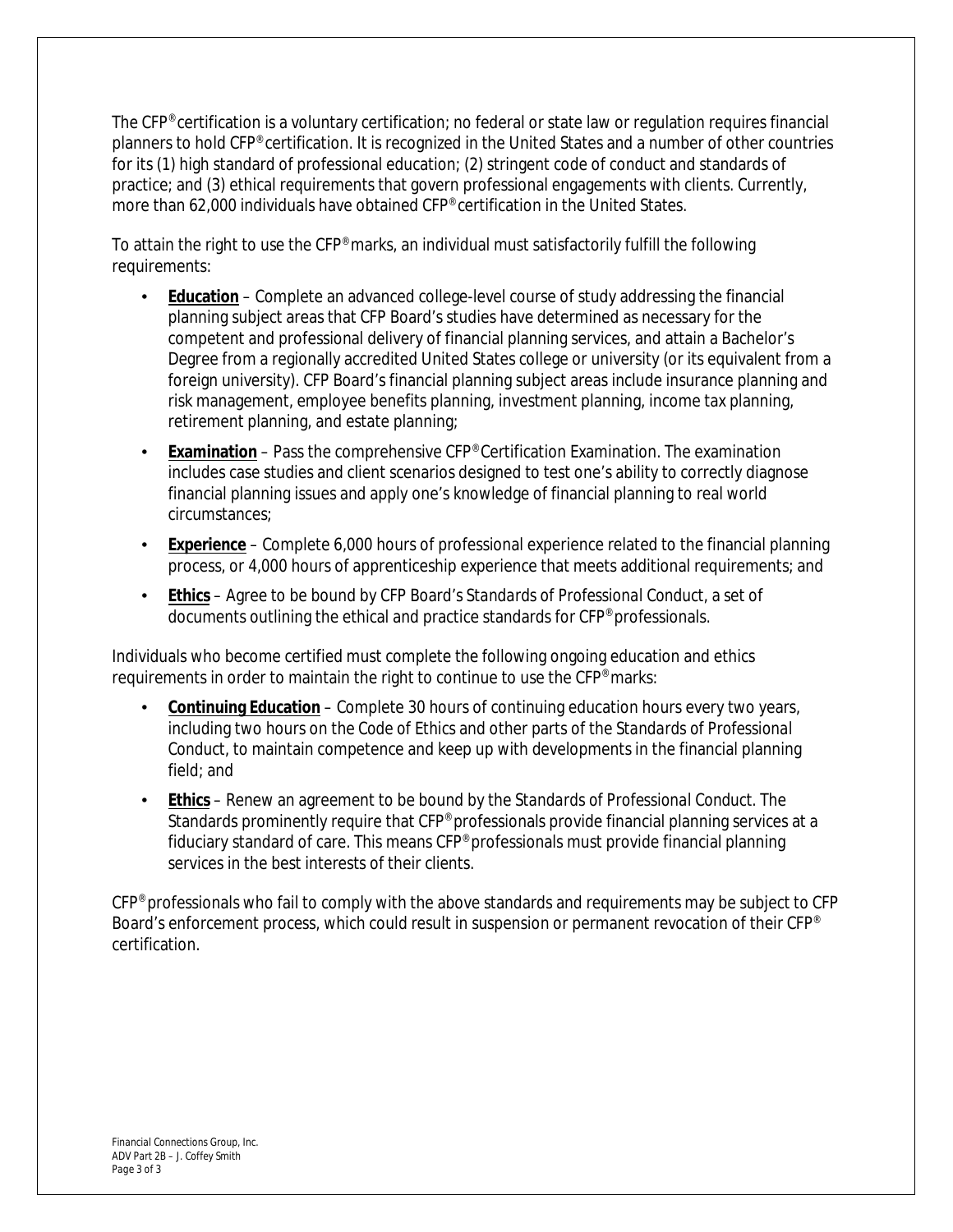The CFP® certification is a voluntary certification; no federal or state law or regulation requires financial planners to hold CFP® certification. It is recognized in the United States and a number of other countries for its (1) high standard of professional education; (2) stringent code of conduct and standards of practice; and (3) ethical requirements that govern professional engagements with clients. Currently, more than 62,000 individuals have obtained CFP® certification in the United States.

To attain the right to use the CFP® marks, an individual must satisfactorily fulfill the following requirements:

- **Education** – Complete an advanced college-level course of study addressing the financial planning subject areas that CFP Board's studies have determined as necessary for the competent and professional delivery of financial planning services, and attain a Bachelor's Degree from a regionally accredited United States college or university (or its equivalent from a foreign university). CFP Board's financial planning subject areas include insurance planning and risk management, employee benefits planning, investment planning, income tax planning, retirement planning, and estate planning;
- **Examination** – Pass the comprehensive CFP® Certification Examination. The examination includes case studies and client scenarios designed to test one's ability to correctly diagnose financial planning issues and apply one's knowledge of financial planning to real world circumstances;
- **Experience** – Complete 6,000 hours of professional experience related to the financial planning process, or 4,000 hours of apprenticeship experience that meets additional requirements; and
- **Ethics** – Agree to be bound by CFP Board's *Standards of Professional Conduct*, a set of documents outlining the ethical and practice standards for CFP® professionals.

Individuals who become certified must complete the following ongoing education and ethics requirements in order to maintain the right to continue to use the CFP® marks:

- **Continuing Education** – Complete 30 hours of continuing education hours every two years, including two hours on the Code of Ethics and other parts of the *Standards of Professional Conduct*, to maintain competence and keep up with developments in the financial planning field; and
- **Ethics** – Renew an agreement to be bound by the *Standards of Professional Conduct*. The Standards prominently require that CFP® professionals provide financial planning services at a fiduciary standard of care. This means CFP® professionals must provide financial planning services in the best interests of their clients.

CFP® professionals who fail to comply with the above standards and requirements may be subject to CFP Board's enforcement process, which could result in suspension or permanent revocation of their CFP® certification.